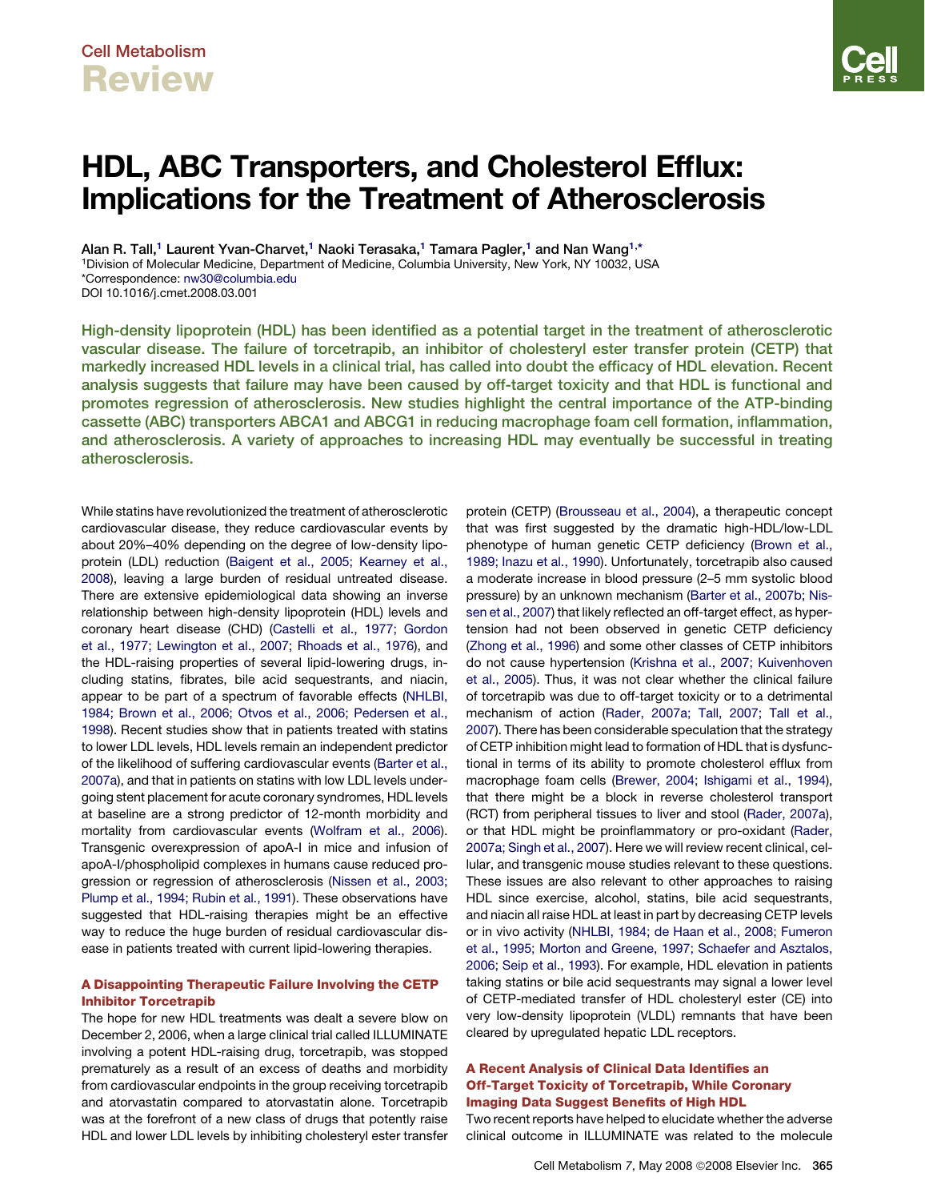# HDL, ABC Transporters, and Cholesterol Efflux: Implications for the Treatment of Atherosclerosis

Alan R. Tall,[1] Laurent Yvan-Charvet,[1] Naoki Terasaka,[1] Tamara Pagler,[1] and Nan Wang[1,*]

[1]Division of Molecular Medicine, Department of Medicine, Columbia University, New York, NY 10032, USA

*Correspondence: nw30@columbia.edu

DOI 10.1016/j.cmet.2008.03.001

**High-density lipoprotein (HDL) has been identified as a potential target in the treatment of atherosclerotic vascular disease. The failure of torcetrapib, an inhibitor of cholesteryl ester transfer protein (CETP) that markedly increased HDL levels in a clinical trial, has called into doubt the efficacy of HDL elevation. Recent analysis suggests that failure may have been caused by off-target toxicity and that HDL is functional and promotes regression of atherosclerosis. New studies highlight the central importance of the ATP-binding cassette (ABC) transporters ABCA1 and ABCG1 in reducing macrophage foam cell formation, inflammation, and atherosclerosis. A variety of approaches to increasing HDL may eventually be successful in treating atherosclerosis.**

While statins have revolutionized the treatment of atherosclerotic cardiovascular disease, they reduce cardiovascular events by about 20%–40% depending on the degree of low-density lipoprotein (LDL) reduction (Baigent et al., 2005; Kearney et al., 2008), leaving a large burden of residual untreated disease. There are extensive epidemiological data showing an inverse relationship between high-density lipoprotein (HDL) levels and coronary heart disease (CHD) (Castelli et al., 1977; Gordon et al., 1977; Lewington et al., 2007; Rhoads et al., 1976), and the HDL-raising properties of several lipid-lowering drugs, including statins, fibrates, bile acid sequestrants, and niacin, appear to be part of a spectrum of favorable effects (NHLBI, 1984; Brown et al., 2006; Otvos et al., 2006; Pedersen et al., 1998). Recent studies show that in patients treated with statins to lower LDL levels, HDL levels remain an independent predictor of the likelihood of suffering cardiovascular events (Barter et al., 2007a), and that in patients on statins with low LDL levels undergoing stent placement for acute coronary syndromes, HDL levels at baseline are a strong predictor of 12-month morbidity and mortality from cardiovascular events (Wolfram et al., 2006). Transgenic overexpression of apoA-I in mice and infusion of apoA-I/phospholipid complexes in humans cause reduced progression or regression of atherosclerosis (Nissen et al., 2003; Plump et al., 1994; Rubin et al., 1991). These observations have suggested that HDL-raising therapies might be an effective way to reduce the huge burden of residual cardiovascular disease in patients treated with current lipid-lowering therapies.

## A Disappointing Therapeutic Failure Involving the CETP Inhibitor Torcetrapib

The hope for new HDL treatments was dealt a severe blow on December 2, 2006, when a large clinical trial called ILLUMINATE involving a potent HDL-raising drug, torcetrapib, was stopped prematurely as a result of an excess of deaths and morbidity from cardiovascular endpoints in the group receiving torcetrapib and atorvastatin compared to atorvastatin alone. Torcetrapib was at the forefront of a new class of drugs that potently raise HDL and lower LDL levels by inhibiting cholesteryl ester transfer protein (CETP) (Brousseau et al., 2004), a therapeutic concept that was first suggested by the dramatic high-HDL/low-LDL phenotype of human genetic CETP deficiency (Brown et al., 1989; Inazu et al., 1990). Unfortunately, torcetrapib also caused a moderate increase in blood pressure (2–5 mm systolic blood pressure) by an unknown mechanism (Barter et al., 2007b; Nissen et al., 2007) that likely reflected an off-target effect, as hypertension had not been observed in genetic CETP deficiency (Zhong et al., 1996) and some other classes of CETP inhibitors do not cause hypertension (Krishna et al., 2007; Kuivenhoven et al., 2005). Thus, it was not clear whether the clinical failure of torcetrapib was due to off-target toxicity or to a detrimental mechanism of action (Rader, 2007a; Tall, 2007; Tall et al., 2007). There has been considerable speculation that the strategy of CETP inhibition might lead to formation of HDL that is dysfunctional in terms of its ability to promote cholesterol efflux from macrophage foam cells (Brewer, 2004; Ishigami et al., 1994), that there might be a block in reverse cholesterol transport (RCT) from peripheral tissues to liver and stool (Rader, 2007a), or that HDL might be proinflammatory or pro-oxidant (Rader, 2007a; Singh et al., 2007). Here we will review recent clinical, cellular, and transgenic mouse studies relevant to these questions. These issues are also relevant to other approaches to raising HDL since exercise, alcohol, statins, bile acid sequestrants, and niacin all raise HDL at least in part by decreasing CETP levels or in vivo activity (NHLBI, 1984; de Haan et al., 2008; Fumeron et al., 1995; Morton and Greene, 1997; Schaefer and Asztalos, 2006; Seip et al., 1993). For example, HDL elevation in patients taking statins or bile acid sequestrants may signal a lower level of CETP-mediated transfer of HDL cholesteryl ester (CE) into very low-density lipoprotein (VLDL) remnants that have been cleared by upregulated hepatic LDL receptors.

## A Recent Analysis of Clinical Data Identifies an Off-Target Toxicity of Torcetrapib, While Coronary Imaging Data Suggest Benefits of High HDL

Two recent reports have helped to elucidate whether the adverse clinical outcome in ILLUMINATE was related to the molecule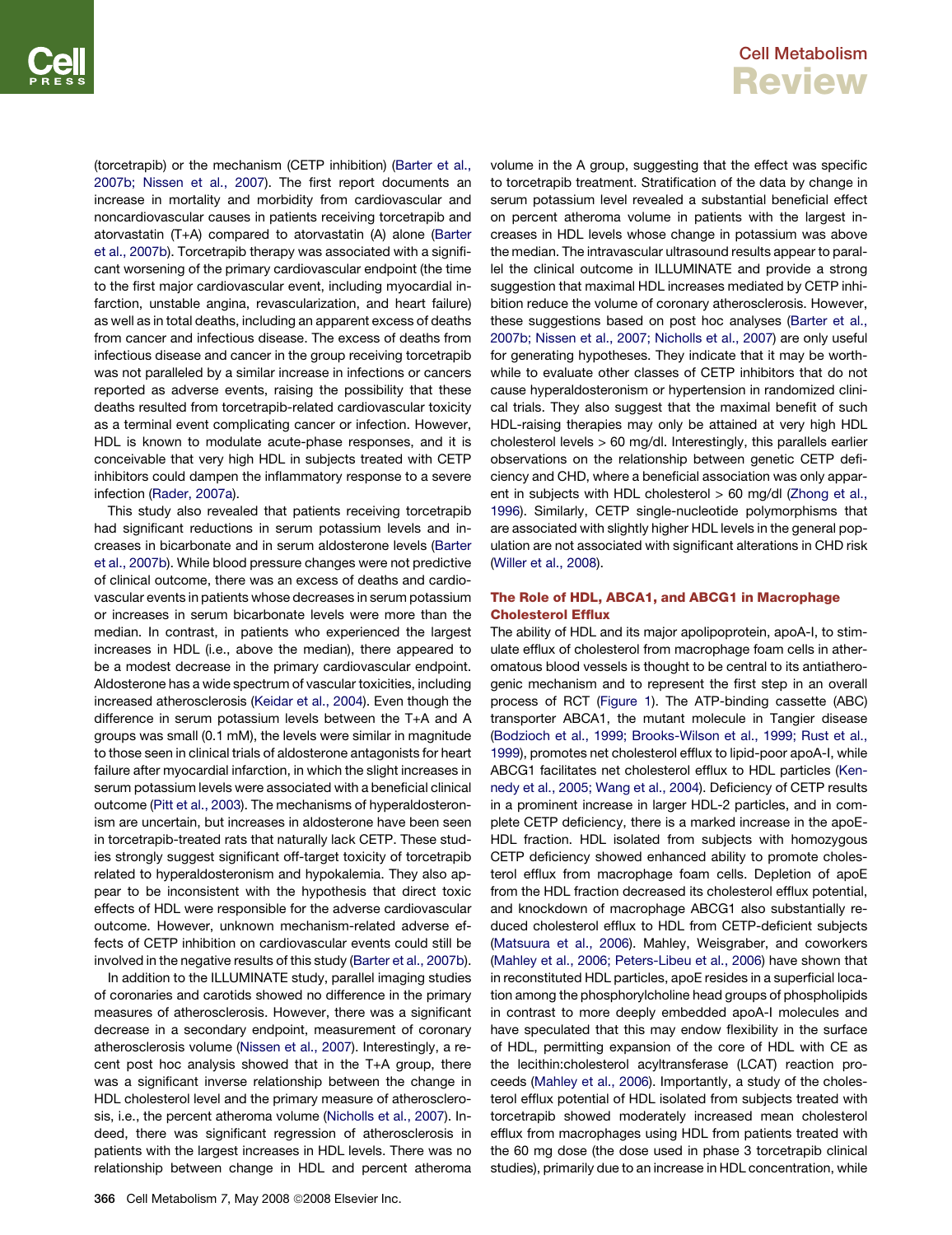(torcetrapib) or the mechanism (CETP inhibition) (Barter et al., 2007b; Nissen et al., 2007). The first report documents an increase in mortality and morbidity from cardiovascular and noncardiovascular causes in patients receiving torcetrapib and atorvastatin (T+A) compared to atorvastatin (A) alone (Barter et al., 2007b). Torcetrapib therapy was associated with a significant worsening of the primary cardiovascular endpoint (the time to the first major cardiovascular event, including myocardial infarction, unstable angina, revascularization, and heart failure) as well as in total deaths, including an apparent excess of deaths from cancer and infectious disease. The excess of deaths from infectious disease and cancer in the group receiving torcetrapib was not paralleled by a similar increase in infections or cancers reported as adverse events, raising the possibility that these deaths resulted from torcetrapib-related cardiovascular toxicity as a terminal event complicating cancer or infection. However, HDL is known to modulate acute-phase responses, and it is conceivable that very high HDL in subjects treated with CETP inhibitors could dampen the inflammatory response to a severe infection (Rader, 2007a).

This study also revealed that patients receiving torcetrapib had significant reductions in serum potassium levels and increases in bicarbonate and in serum aldosterone levels (Barter et al., 2007b). While blood pressure changes were not predictive of clinical outcome, there was an excess of deaths and cardiovascular events in patients whose decreases in serum potassium or increases in serum bicarbonate levels were more than the median. In contrast, in patients who experienced the largest increases in HDL (i.e., above the median), there appeared to be a modest decrease in the primary cardiovascular endpoint. Aldosterone has a wide spectrum of vascular toxicities, including increased atherosclerosis (Keidar et al., 2004). Even though the difference in serum potassium levels between the T+A and A groups was small (0.1 mM), the levels were similar in magnitude to those seen in clinical trials of aldosterone antagonists for heart failure after myocardial infarction, in which the slight increases in serum potassium levels were associated with a beneficial clinical outcome (Pitt et al., 2003). The mechanisms of hyperaldosteronism are uncertain, but increases in aldosterone have been seen in torcetrapib-treated rats that naturally lack CETP. These studies strongly suggest significant off-target toxicity of torcetrapib related to hyperaldosteronism and hypokalemia. They also appear to be inconsistent with the hypothesis that direct toxic effects of HDL were responsible for the adverse cardiovascular outcome. However, unknown mechanism-related adverse effects of CETP inhibition on cardiovascular events could still be involved in the negative results of this study (Barter et al., 2007b).

In addition to the ILLUMINATE study, parallel imaging studies of coronaries and carotids showed no difference in the primary measures of atherosclerosis. However, there was a significant decrease in a secondary endpoint, measurement of coronary atherosclerosis volume (Nissen et al., 2007). Interestingly, a recent post hoc analysis showed that in the T+A group, there was a significant inverse relationship between the change in HDL cholesterol level and the primary measure of atherosclerosis, i.e., the percent atheroma volume (Nicholls et al., 2007). Indeed, there was significant regression of atherosclerosis in patients with the largest increases in HDL levels. There was no relationship between change in HDL and percent atheroma volume in the A group, suggesting that the effect was specific to torcetrapib treatment. Stratification of the data by change in serum potassium level revealed a substantial beneficial effect on percent atheroma volume in patients with the largest increases in HDL levels whose change in potassium was above the median. The intravascular ultrasound results appear to parallel the clinical outcome in ILLUMINATE and provide a strong suggestion that maximal HDL increases mediated by CETP inhibition reduce the volume of coronary atherosclerosis. However, these suggestions based on post hoc analyses (Barter et al., 2007b; Nissen et al., 2007; Nicholls et al., 2007) are only useful for generating hypotheses. They indicate that it may be worthwhile to evaluate other classes of CETP inhibitors that do not cause hyperaldosteronism or hypertension in randomized clinical trials. They also suggest that the maximal benefit of such HDL-raising therapies may only be attained at very high HDL cholesterol levels > 60 mg/dl. Interestingly, this parallels earlier observations on the relationship between genetic CETP deficiency and CHD, where a beneficial association was only apparent in subjects with HDL cholesterol > 60 mg/dl (Zhong et al., 1996). Similarly, CETP single-nucleotide polymorphisms that are associated with slightly higher HDL levels in the general population are not associated with significant alterations in CHD risk (Willer et al., 2008).

## The Role of HDL, ABCA1, and ABCG1 in Macrophage Cholesterol Efflux

The ability of HDL and its major apolipoprotein, apoA-I, to stimulate efflux of cholesterol from macrophage foam cells in atheromatous blood vessels is thought to be central to its antiatherogenic mechanism and to represent the first step in an overall process of RCT (Figure 1). The ATP-binding cassette (ABC) transporter ABCA1, the mutant molecule in Tangier disease (Bodzioch et al., 1999; Brooks-Wilson et al., 1999; Rust et al., 1999), promotes net cholesterol efflux to lipid-poor apoA-I, while ABCG1 facilitates net cholesterol efflux to HDL particles (Kennedy et al., 2005; Wang et al., 2004). Deficiency of CETP results in a prominent increase in larger HDL-2 particles, and in complete CETP deficiency, there is a marked increase in the apoE-HDL fraction. HDL isolated from subjects with homozygous CETP deficiency showed enhanced ability to promote cholesterol efflux from macrophage foam cells. Depletion of apoE from the HDL fraction decreased its cholesterol efflux potential, and knockdown of macrophage ABCG1 also substantially reduced cholesterol efflux to HDL from CETP-deficient subjects (Matsuura et al., 2006). Mahley, Weisgraber, and coworkers (Mahley et al., 2006; Peters-Libeu et al., 2006) have shown that in reconstituted HDL particles, apoE resides in a superficial location among the phosphorylcholine head groups of phospholipids in contrast to more deeply embedded apoA-I molecules and have speculated that this may endow flexibility in the surface of HDL, permitting expansion of the core of HDL with CE as the lecithin:cholesterol acyltransferase (LCAT) reaction proceeds (Mahley et al., 2006). Importantly, a study of the cholesterol efflux potential of HDL isolated from subjects treated with torcetrapib showed moderately increased mean cholesterol efflux from macrophages using HDL from patients treated with the 60 mg dose (the dose used in phase 3 torcetrapib clinical studies), primarily due to an increase in HDL concentration, while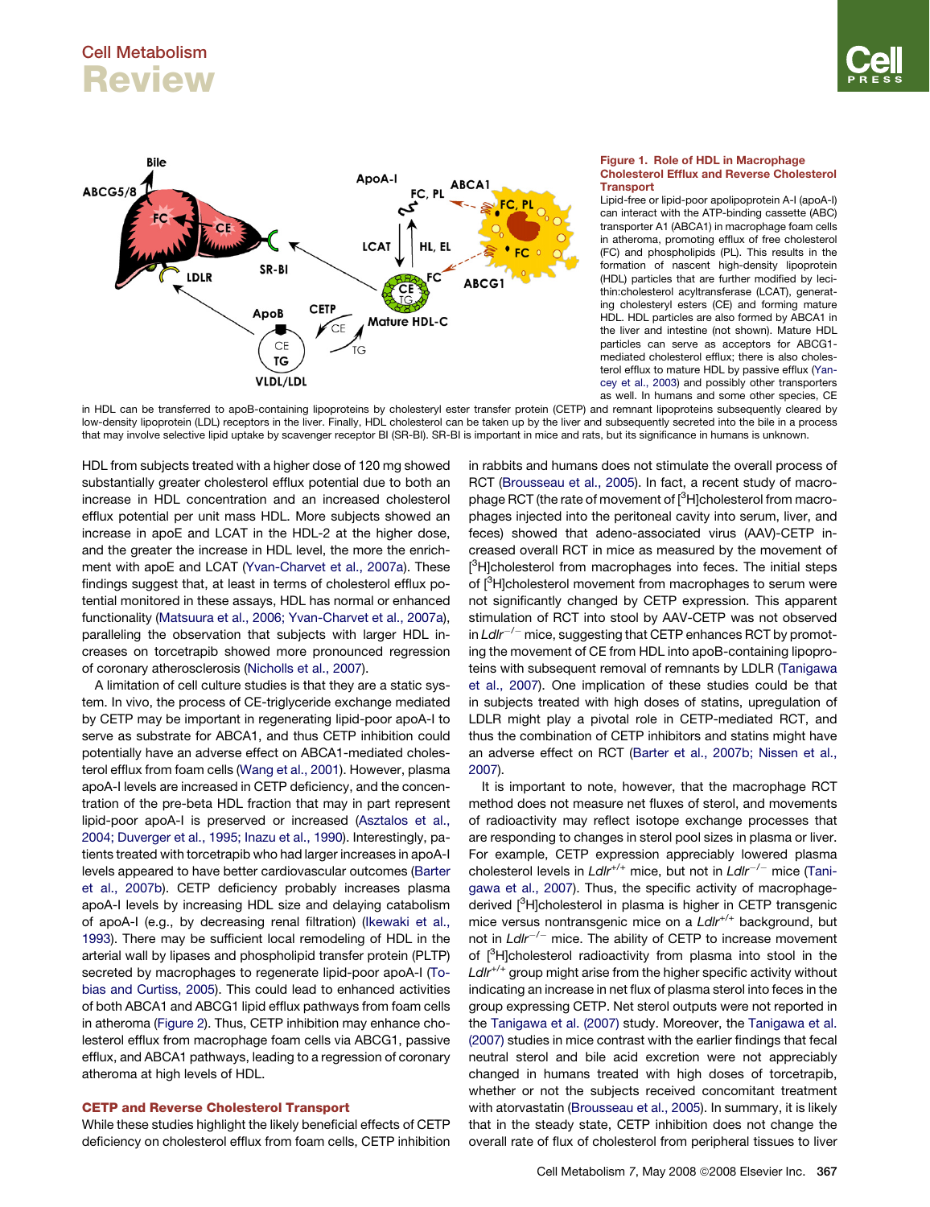**Figure 1. Role of HDL in Macrophage Cholesterol Efflux and Reverse Cholesterol Transport**

Lipid-free or lipid-poor apolipoprotein A-I (apoA-I) can interact with the ATP-binding cassette (ABC) transporter A1 (ABCA1) in macrophage foam cells in atheroma, promoting efflux of free cholesterol (FC) and phospholipids (PL). This results in the formation of nascent high-density lipoprotein (HDL) particles that are further modified by lecithin:cholesterol acyltransferase (LCAT), generating cholesteryl esters (CE) and forming mature HDL. HDL particles are also formed by ABCA1 in the liver and intestine (not shown). Mature HDL particles can serve as acceptors for ABCG1-mediated cholesterol efflux; there is also cholesterol efflux to mature HDL by passive efflux (Yancey et al., 2003) and possibly other transporters as well. In humans and some other species, CE in HDL can be transferred to apoB-containing lipoproteins by cholesteryl ester transfer protein (CETP) and remnant lipoproteins subsequently cleared by low-density lipoprotein (LDL) receptors in the liver. Finally, HDL cholesterol can be taken up by the liver and subsequently secreted into the bile in a process that may involve selective lipid uptake by scavenger receptor BI (SR-BI). SR-BI is important in mice and rats, but its significance in humans is unknown.

HDL from subjects treated with a higher dose of 120 mg showed substantially greater cholesterol efflux potential due to both an increase in HDL concentration and an increased cholesterol efflux potential per unit mass HDL. More subjects showed an increase in apoE and LCAT in the HDL-2 at the higher dose, and the greater the increase in HDL level, the more the enrichment with apoE and LCAT (Yvan-Charvet et al., 2007a). These findings suggest that, at least in terms of cholesterol efflux potential monitored in these assays, HDL has normal or enhanced functionality (Matsuura et al., 2006; Yvan-Charvet et al., 2007a), paralleling the observation that subjects with larger HDL increases on torcetrapib showed more pronounced regression of coronary atherosclerosis (Nicholls et al., 2007).

A limitation of cell culture studies is that they are a static system. In vivo, the process of CE-triglyceride exchange mediated by CETP may be important in regenerating lipid-poor apoA-I to serve as substrate for ABCA1, and thus CETP inhibition could potentially have an adverse effect on ABCA1-mediated cholesterol efflux from foam cells (Wang et al., 2001). However, plasma apoA-I levels are increased in CETP deficiency, and the concentration of the pre-beta HDL fraction that may in part represent lipid-poor apoA-I is preserved or increased (Asztalos et al., 2004; Duverger et al., 1995; Inazu et al., 1990). Interestingly, patients treated with torcetrapib who had larger increases in apoA-I levels appeared to have better cardiovascular outcomes (Barter et al., 2007b). CETP deficiency probably increases plasma apoA-I levels by increasing HDL size and delaying catabolism of apoA-I (e.g., by decreasing renal filtration) (Ikewaki et al., 1993). There may be sufficient local remodeling of HDL in the arterial wall by lipases and phospholipid transfer protein (PLTP) secreted by macrophages to regenerate lipid-poor apoA-I (Tobias and Curtiss, 2005). This could lead to enhanced activities of both ABCA1 and ABCG1 lipid efflux pathways from foam cells in atheroma (Figure 2). Thus, CETP inhibition may enhance cholesterol efflux from macrophage foam cells via ABCG1, passive efflux, and ABCA1 pathways, leading to a regression of coronary atheroma at high levels of HDL.

## CETP and Reverse Cholesterol Transport

While these studies highlight the likely beneficial effects of CETP deficiency on cholesterol efflux from foam cells, CETP inhibition in rabbits and humans does not stimulate the overall process of RCT (Brousseau et al., 2005). In fact, a recent study of macrophage RCT (the rate of movement of [$^3$H]cholesterol from macrophages injected into the peritoneal cavity into serum, liver, and feces) showed that adeno-associated virus (AAV)-CETP increased overall RCT in mice as measured by the movement of [$^3$H]cholesterol from macrophages into feces. The initial steps of [$^3$H]cholesterol movement from macrophages to serum were not significantly changed by CETP expression. This apparent stimulation of RCT into stool by AAV-CETP was not observed in *Ldlr*$^{-/-}$ mice, suggesting that CETP enhances RCT by promoting the movement of CE from HDL into apoB-containing lipoproteins with subsequent removal of remnants by LDLR (Tanigawa et al., 2007). One implication of these studies could be that in subjects treated with high doses of statins, upregulation of LDLR might play a pivotal role in CETP-mediated RCT, and thus the combination of CETP inhibitors and statins might have an adverse effect on RCT (Barter et al., 2007b; Nissen et al., 2007).

It is important to note, however, that the macrophage RCT method does not measure net fluxes of sterol, and movements of radioactivity may reflect isotope exchange processes that are responding to changes in sterol pool sizes in plasma or liver. For example, CETP expression appreciably lowered plasma cholesterol levels in *Ldlr*$^{+/+}$ mice, but not in *Ldlr*$^{-/-}$ mice (Tanigawa et al., 2007). Thus, the specific activity of macrophage-derived [$^3$H]cholesterol in plasma is higher in CETP transgenic mice versus nontransgenic mice on a *Ldlr*$^{+/+}$ background, but not in *Ldlr*$^{-/-}$ mice. The ability of CETP to increase movement of [$^3$H]cholesterol radioactivity from plasma into stool in the *Ldlr*$^{+/+}$ group might arise from the higher specific activity without indicating an increase in net flux of plasma sterol into feces in the group expressing CETP. Net sterol outputs were not reported in the Tanigawa et al. (2007) study. Moreover, the Tanigawa et al. (2007) studies in mice contrast with the earlier findings that fecal neutral sterol and bile acid excretion were not appreciably changed in humans treated with high doses of torcetrapib, whether or not the subjects received concomitant treatment with atorvastatin (Brousseau et al., 2005). In summary, it is likely that in the steady state, CETP inhibition does not change the overall rate of flux of cholesterol from peripheral tissues to liver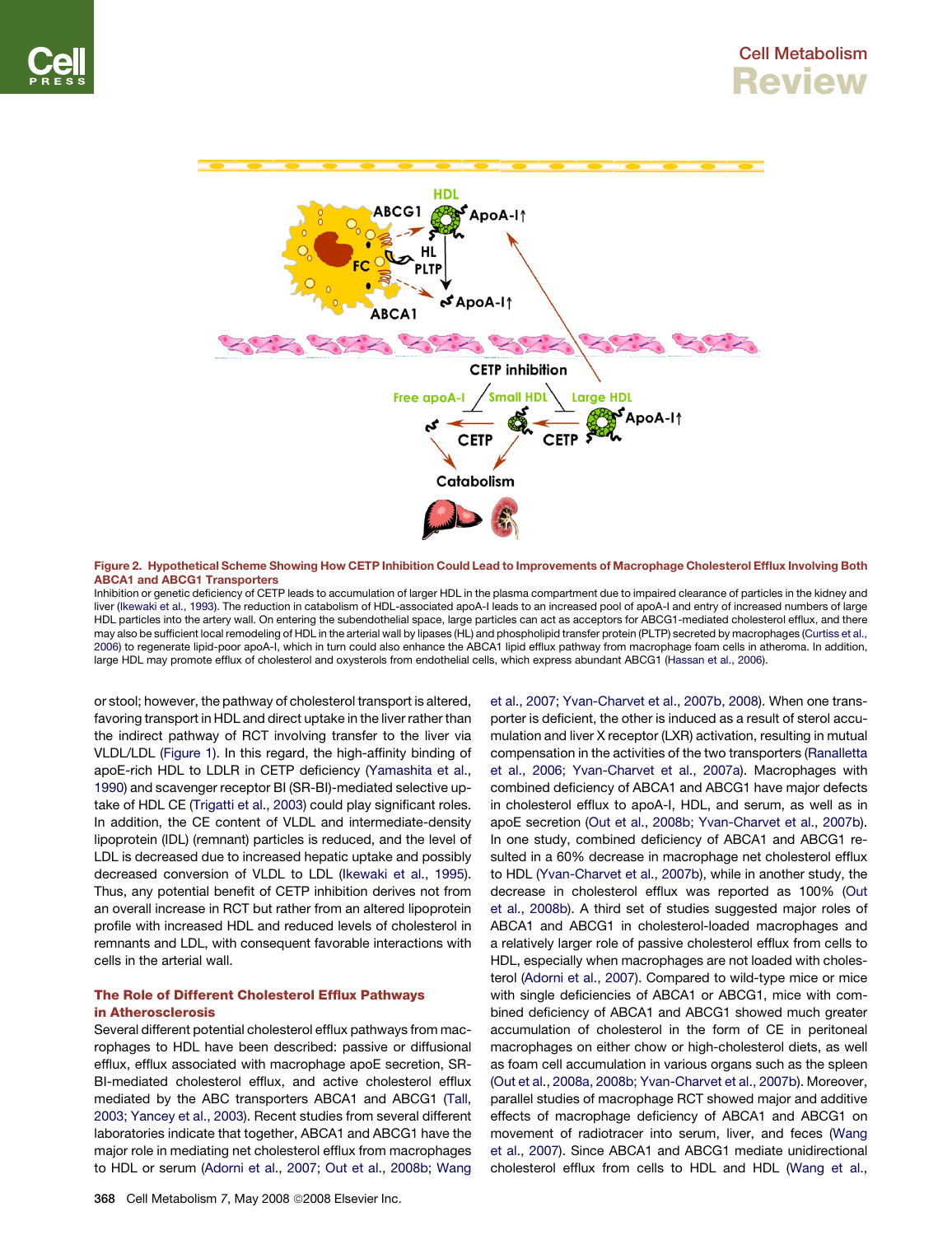**Figure 2. Hypothetical Scheme Showing How CETP Inhibition Could Lead to Improvements of Macrophage Cholesterol Efflux Involving Both ABCA1 and ABCG1 Transporters**

Inhibition or genetic deficiency of CETP leads to accumulation of larger HDL in the plasma compartment due to impaired clearance of particles in the kidney and liver (Ikewaki et al., 1993). The reduction in catabolism of HDL-associated apoA-I leads to an increased pool of apoA-I and entry of increased numbers of large HDL particles into the artery wall. On entering the subendothelial space, large particles can act as acceptors for ABCG1-mediated cholesterol efflux, and there may also be sufficient local remodeling of HDL in the arterial wall by lipases (HL) and phospholipid transfer protein (PLTP) secreted by macrophages (Curtiss et al., 2006) to regenerate lipid-poor apoA-I, which in turn could also enhance the ABCA1 lipid efflux pathway from macrophage foam cells in atheroma. In addition, large HDL may promote efflux of cholesterol and oxysterols from endothelial cells, which express abundant ABCG1 (Hassan et al., 2006).

or stool; however, the pathway of cholesterol transport is altered, favoring transport in HDL and direct uptake in the liver rather than the indirect pathway of RCT involving transfer to the liver via VLDL/LDL (Figure 1). In this regard, the high-affinity binding of apoE-rich HDL to LDLR in CETP deficiency (Yamashita et al., 1990) and scavenger receptor BI (SR-BI)-mediated selective uptake of HDL CE (Trigatti et al., 2003) could play significant roles. In addition, the CE content of VLDL and intermediate-density lipoprotein (IDL) (remnant) particles is reduced, and the level of LDL is decreased due to increased hepatic uptake and possibly decreased conversion of VLDL to LDL (Ikewaki et al., 1995). Thus, any potential benefit of CETP inhibition derives not from an overall increase in RCT but rather from an altered lipoprotein profile with increased HDL and reduced levels of cholesterol in remnants and LDL, with consequent favorable interactions with cells in the arterial wall.

## The Role of Different Cholesterol Efflux Pathways in Atherosclerosis

Several different potential cholesterol efflux pathways from macrophages to HDL have been described: passive or diffusional efflux, efflux associated with macrophage apoE secretion, SR-BI-mediated cholesterol efflux, and active cholesterol efflux mediated by the ABC transporters ABCA1 and ABCG1 (Tall, 2003; Yancey et al., 2003). Recent studies from several different laboratories indicate that together, ABCA1 and ABCG1 have the major role in mediating net cholesterol efflux from macrophages to HDL or serum (Adorni et al., 2007; Out et al., 2008b; Wang et al., 2007; Yvan-Charvet et al., 2007b, 2008). When one transporter is deficient, the other is induced as a result of sterol accumulation and liver X receptor (LXR) activation, resulting in mutual compensation in the activities of the two transporters (Ranalletta et al., 2006; Yvan-Charvet et al., 2007a). Macrophages with combined deficiency of ABCA1 and ABCG1 have major defects in cholesterol efflux to apoA-I, HDL, and serum, as well as in apoE secretion (Out et al., 2008b; Yvan-Charvet et al., 2007b). In one study, combined deficiency of ABCA1 and ABCG1 resulted in a 60% decrease in macrophage net cholesterol efflux to HDL (Yvan-Charvet et al., 2007b), while in another study, the decrease in cholesterol efflux was reported as 100% (Out et al., 2008b). A third set of studies suggested major roles of ABCA1 and ABCG1 in cholesterol-loaded macrophages and a relatively larger role of passive cholesterol efflux from cells to HDL, especially when macrophages are not loaded with cholesterol (Adorni et al., 2007). Compared to wild-type mice or mice with single deficiencies of ABCA1 or ABCG1, mice with combined deficiency of ABCA1 and ABCG1 showed much greater accumulation of cholesterol in the form of CE in peritoneal macrophages on either chow or high-cholesterol diets, as well as foam cell accumulation in various organs such as the spleen (Out et al., 2008a, 2008b; Yvan-Charvet et al., 2007b). Moreover, parallel studies of macrophage RCT showed major and additive effects of macrophage deficiency of ABCA1 and ABCG1 on movement of radiotracer into serum, liver, and feces (Wang et al., 2007). Since ABCA1 and ABCG1 mediate unidirectional cholesterol efflux from cells to HDL and HDL (Wang et al.,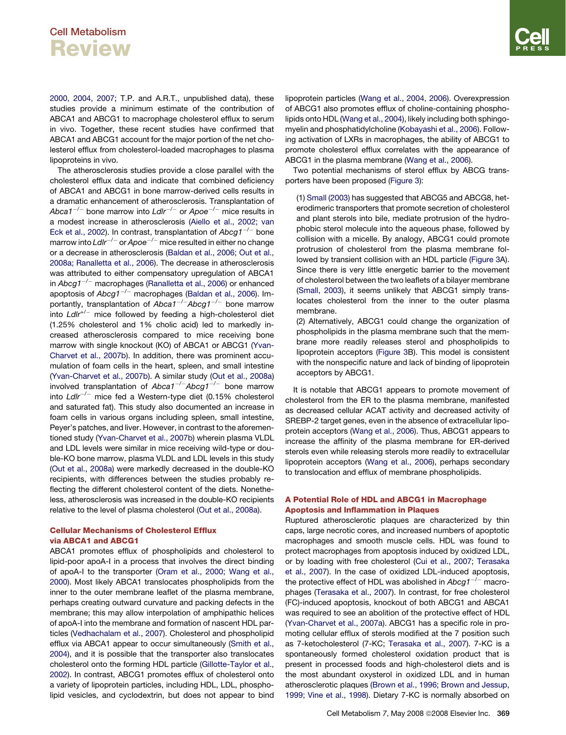2000, 2004, 2007; T.P. and A.R.T., unpublished data), these studies provide a minimum estimate of the contribution of ABCA1 and ABCG1 to macrophage cholesterol efflux to serum in vivo. Together, these recent studies have confirmed that ABCA1 and ABCG1 account for the major portion of the net cholesterol efflux from cholesterol-loaded macrophages to plasma lipoproteins in vivo.

The atherosclerosis studies provide a close parallel with the cholesterol efflux data and indicate that combined deficiency of ABCA1 and ABCG1 in bone marrow-derived cells results in a dramatic enhancement of atherosclerosis. Transplantation of *Abca1*$^{-/-}$ bone marrow into *Ldlr*$^{-/-}$ or *Apoe*$^{-/-}$ mice results in a modest increase in atherosclerosis (Aiello et al., 2002; van Eck et al., 2002). In contrast, transplantation of *Abcg1*$^{-/-}$ bone marrow into *Ldlr*$^{-/-}$ or *Apoe*$^{-/-}$ mice resulted in either no change or a decrease in atherosclerosis (Baldan et al., 2006; Out et al., 2008a; Ranalletta et al., 2006). The decrease in atherosclerosis was attributed to either compensatory upregulation of ABCA1 in *Abcg1*$^{-/-}$ macrophages (Ranalletta et al., 2006) or enhanced apoptosis of *Abcg1*$^{-/-}$ macrophages (Baldan et al., 2006). Importantly, transplantation of *Abca1*$^{-/-}$*Abcg1*$^{-/-}$ bone marrow into *Ldlr*$^{+/-}$ mice followed by feeding a high-cholesterol diet (1.25% cholesterol and 1% cholic acid) led to markedly increased atherosclerosis compared to mice receiving bone marrow with single knockout (KO) of ABCA1 or ABCG1 (Yvan-Charvet et al., 2007b). In addition, there was prominent accumulation of foam cells in the heart, spleen, and small intestine (Yvan-Charvet et al., 2007b). A similar study (Out et al., 2008a) involved transplantation of *Abca1*$^{-/-}$*Abcg1*$^{-/-}$ bone marrow into *Ldlr*$^{-/-}$ mice fed a Western-type diet (0.15% cholesterol and saturated fat). This study also documented an increase in foam cells in various organs including spleen, small intestine, Peyer's patches, and liver. However, in contrast to the aforementioned study (Yvan-Charvet et al., 2007b) wherein plasma VLDL and LDL levels were similar in mice receiving wild-type or double-KO bone marrow, plasma VLDL and LDL levels in this study (Out et al., 2008a) were markedly decreased in the double-KO recipients, with differences between the studies probably reflecting the different cholesterol content of the diets. Nonetheless, atherosclerosis was increased in the double-KO recipients relative to the level of plasma cholesterol (Out et al., 2008a).

## Cellular Mechanisms of Cholesterol Efflux via ABCA1 and ABCG1

ABCA1 promotes efflux of phospholipids and cholesterol to lipid-poor apoA-I in a process that involves the direct binding of apoA-I to the transporter (Oram et al., 2000; Wang et al., 2000). Most likely ABCA1 translocates phospholipids from the inner to the outer membrane leaflet of the plasma membrane, perhaps creating outward curvature and packing defects in the membrane; this may allow interpolation of amphipathic helices of apoA-I into the membrane and formation of nascent HDL particles (Vedhachalam et al., 2007). Cholesterol and phospholipid efflux via ABCA1 appear to occur simultaneously (Smith et al., 2004), and it is possible that the transporter also translocates cholesterol onto the forming HDL particle (Gillotte-Taylor et al., 2002). In contrast, ABCG1 promotes efflux of cholesterol onto a variety of lipoprotein particles, including HDL, LDL, phospholipid vesicles, and cyclodextrin, but does not appear to bind lipoprotein particles (Wang et al., 2004, 2006). Overexpression of ABCG1 also promotes efflux of choline-containing phospholipids onto HDL (Wang et al., 2004), likely including both sphingomyelin and phosphatidylcholine (Kobayashi et al., 2006). Following activation of LXRs in macrophages, the ability of ABCG1 to promote cholesterol efflux correlates with the appearance of ABCG1 in the plasma membrane (Wang et al., 2006).

Two potential mechanisms of sterol efflux by ABCG transporters have been proposed (Figure 3):

(1) Small (2003) has suggested that ABCG5 and ABCG8, heterodimeric transporters that promote secretion of cholesterol and plant sterols into bile, mediate protrusion of the hydrophobic sterol molecule into the aqueous phase, followed by collision with a micelle. By analogy, ABCG1 could promote protrusion of cholesterol from the plasma membrane followed by transient collision with an HDL particle (Figure 3A). Since there is very little energetic barrier to the movement of cholesterol between the two leaflets of a bilayer membrane (Small, 2003), it seems unlikely that ABCG1 simply translocates cholesterol from the inner to the outer plasma membrane.

(2) Alternatively, ABCG1 could change the organization of phospholipids in the plasma membrane such that the membrane more readily releases sterol and phospholipids to lipoprotein acceptors (Figure 3B). This model is consistent with the nonspecific nature and lack of binding of lipoprotein acceptors by ABCG1.

It is notable that ABCG1 appears to promote movement of cholesterol from the ER to the plasma membrane, manifested as decreased cellular ACAT activity and decreased activity of SREBP-2 target genes, even in the absence of extracellular lipoprotein acceptors (Wang et al., 2006). Thus, ABCG1 appears to increase the affinity of the plasma membrane for ER-derived sterols even while releasing sterols more readily to extracellular lipoprotein acceptors (Wang et al., 2006), perhaps secondary to translocation and efflux of membrane phospholipids.

## A Potential Role of HDL and ABCG1 in Macrophage Apoptosis and Inflammation in Plaques

Ruptured atherosclerotic plaques are characterized by thin caps, large necrotic cores, and increased numbers of apoptotic macrophages and smooth muscle cells. HDL was found to protect macrophages from apoptosis induced by oxidized LDL, or by loading with free cholesterol (Cui et al., 2007; Terasaka et al., 2007). In the case of oxidized LDL-induced apoptosis, the protective effect of HDL was abolished in *Abcg1*$^{-/-}$ macrophages (Terasaka et al., 2007). In contrast, for free cholesterol (FC)-induced apoptosis, knockout of both ABCG1 and ABCA1 was required to see an abolition of the protective effect of HDL (Yvan-Charvet et al., 2007a). ABCG1 has a specific role in promoting cellular efflux of sterols modified at the 7 position such as 7-ketocholesterol (7-KC; Terasaka et al., 2007). 7-KC is a spontaneously formed cholesterol oxidation product that is present in processed foods and high-cholesterol diets and is the most abundant oxysterol in oxidized LDL and in human atherosclerotic plaques (Brown et al., 1996; Brown and Jessup, 1999; Vine et al., 1998). Dietary 7-KC is normally absorbed on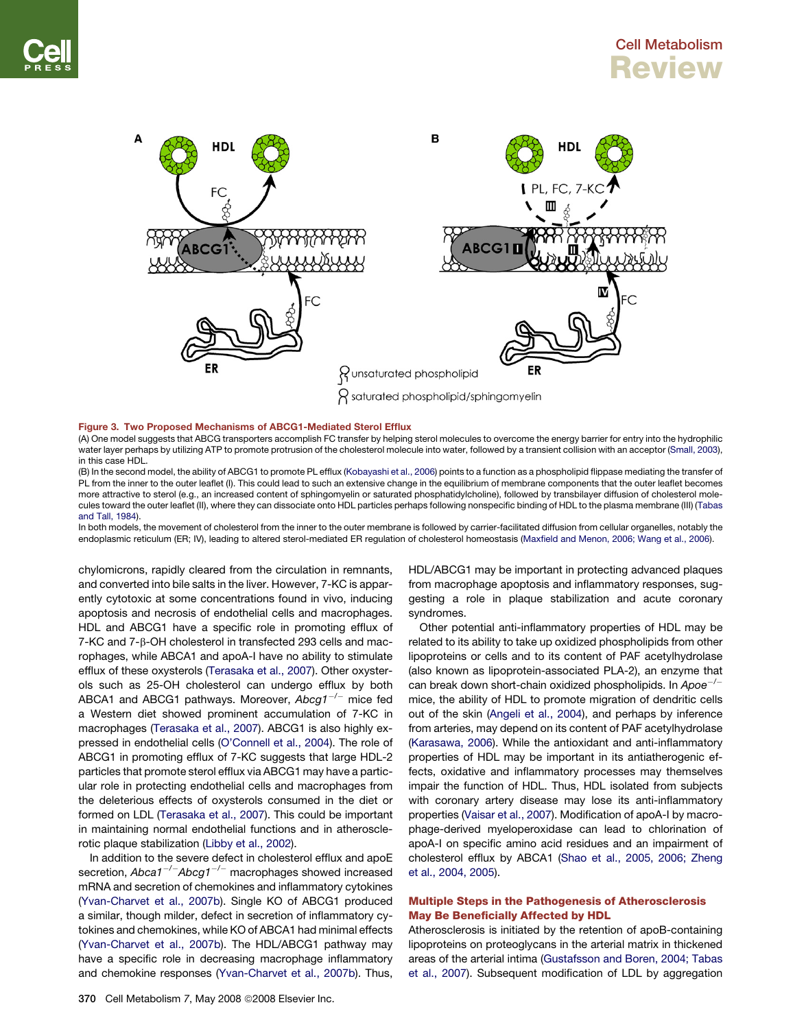**Figure 3. Two Proposed Mechanisms of ABCG1-Mediated Sterol Efflux**

(A) One model suggests that ABCG transporters accomplish FC transfer by helping sterol molecules to overcome the energy barrier for entry into the hydrophilic water layer perhaps by utilizing ATP to promote protrusion of the cholesterol molecule into water, followed by a transient collision with an acceptor (Small, 2003), in this case HDL.

(B) In the second model, the ability of ABCG1 to promote PL efflux (Kobayashi et al., 2006) points to a function as a phospholipid flippase mediating the transfer of PL from the inner to the outer leaflet (I). This could lead to such an extensive change in the equilibrium of membrane components that the outer leaflet becomes more attractive to sterol (e.g., an increased content of sphingomyelin or saturated phosphatidylcholine), followed by transbilayer diffusion of cholesterol molecules toward the outer leaflet (II), where they can dissociate onto HDL particles perhaps following nonspecific binding of HDL to the plasma membrane (III) (Tabas and Tall, 1984).

In both models, the movement of cholesterol from the inner to the outer membrane is followed by carrier-facilitated diffusion from cellular organelles, notably the endoplasmic reticulum (ER; IV), leading to altered sterol-mediated ER regulation of cholesterol homeostasis (Maxfield and Menon, 2006; Wang et al., 2006).

chylomicrons, rapidly cleared from the circulation in remnants, and converted into bile salts in the liver. However, 7-KC is apparently cytotoxic at some concentrations found in vivo, inducing apoptosis and necrosis of endothelial cells and macrophages. HDL and ABCG1 have a specific role in promoting efflux of 7-KC and 7-β-OH cholesterol in transfected 293 cells and macrophages, while ABCA1 and apoA-I have no ability to stimulate efflux of these oxysterols (Terasaka et al., 2007). Other oxysterols such as 25-OH cholesterol can undergo efflux by both ABCA1 and ABCG1 pathways. Moreover, *Abcg1*$^{-/-}$ mice fed a Western diet showed prominent accumulation of 7-KC in macrophages (Terasaka et al., 2007). ABCG1 is also highly expressed in endothelial cells (O'Connell et al., 2004). The role of ABCG1 in promoting efflux of 7-KC suggests that large HDL-2 particles that promote sterol efflux via ABCG1 may have a particular role in protecting endothelial cells and macrophages from the deleterious effects of oxysterols consumed in the diet or formed on LDL (Terasaka et al., 2007). This could be important in maintaining normal endothelial functions and in atherosclerotic plaque stabilization (Libby et al., 2002).

In addition to the severe defect in cholesterol efflux and apoE secretion, *Abca1*$^{-/-}$*Abcg1*$^{-/-}$ macrophages showed increased mRNA and secretion of chemokines and inflammatory cytokines (Yvan-Charvet et al., 2007b). Single KO of ABCG1 produced a similar, though milder, defect in secretion of inflammatory cytokines and chemokines, while KO of ABCA1 had minimal effects (Yvan-Charvet et al., 2007b). The HDL/ABCG1 pathway may have a specific role in decreasing macrophage inflammatory and chemokine responses (Yvan-Charvet et al., 2007b). Thus, HDL/ABCG1 may be important in protecting advanced plaques from macrophage apoptosis and inflammatory responses, suggesting a role in plaque stabilization and acute coronary syndromes.

Other potential anti-inflammatory properties of HDL may be related to its ability to take up oxidized phospholipids from other lipoproteins or cells and to its content of PAF acetylhydrolase (also known as lipoprotein-associated PLA-2), an enzyme that can break down short-chain oxidized phospholipids. In *Apoe*$^{-/-}$ mice, the ability of HDL to promote migration of dendritic cells out of the skin (Angeli et al., 2004), and perhaps by inference from arteries, may depend on its content of PAF acetylhydrolase (Karasawa, 2006). While the antioxidant and anti-inflammatory properties of HDL may be important in its antiatherogenic effects, oxidative and inflammatory processes may themselves impair the function of HDL. Thus, HDL isolated from subjects with coronary artery disease may lose its anti-inflammatory properties (Vaisar et al., 2007). Modification of apoA-I by macrophage-derived myeloperoxidase can lead to chlorination of apoA-I on specific amino acid residues and an impairment of cholesterol efflux by ABCA1 (Shao et al., 2005, 2006; Zheng et al., 2004, 2005).

## Multiple Steps in the Pathogenesis of Atherosclerosis May Be Beneficially Affected by HDL

Atherosclerosis is initiated by the retention of apoB-containing lipoproteins on proteoglycans in the arterial matrix in thickened areas of the arterial intima (Gustafsson and Boren, 2004; Tabas et al., 2007). Subsequent modification of LDL by aggregation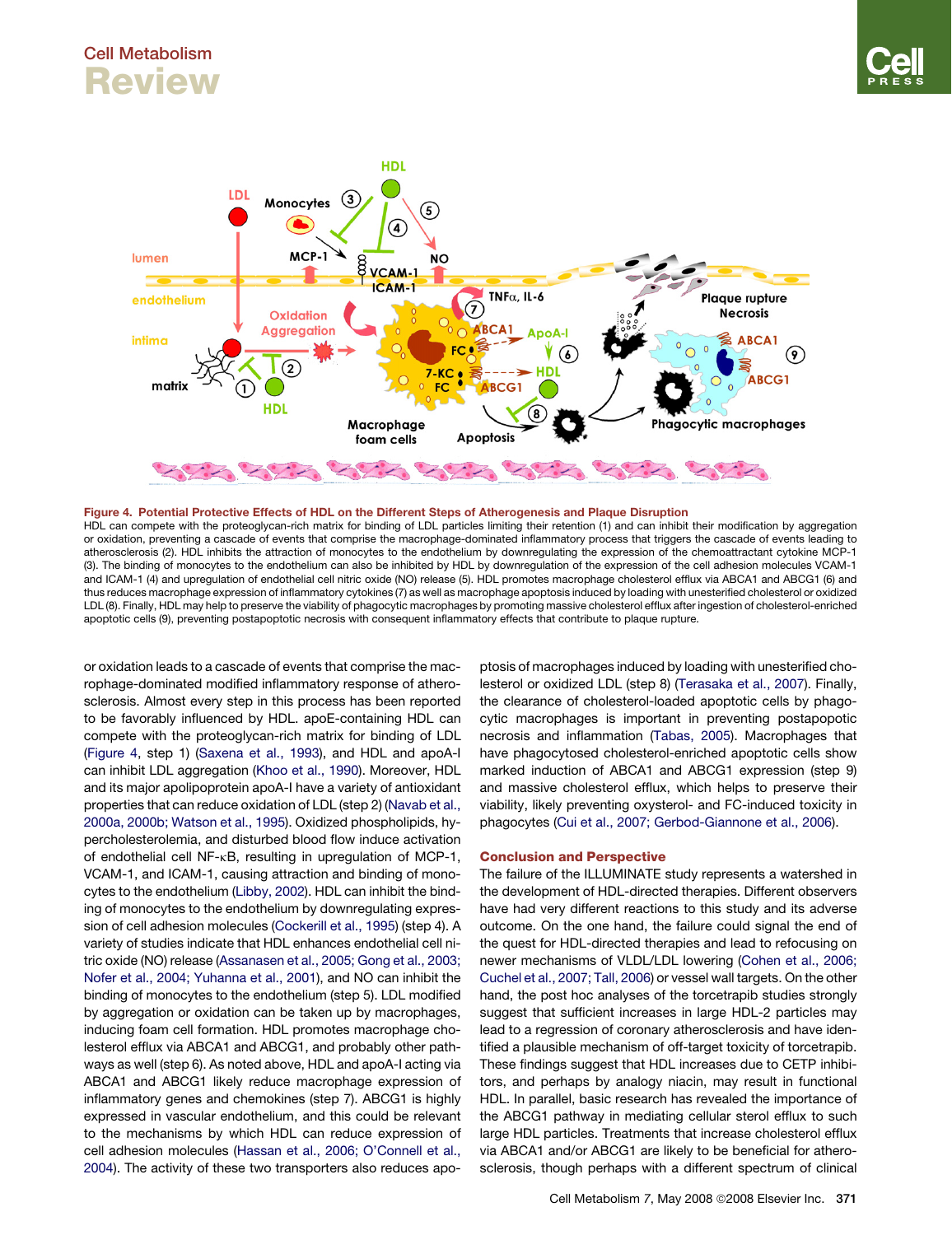**Figure 4. Potential Protective Effects of HDL on the Different Steps of Atherogenesis and Plaque Disruption**

HDL can compete with the proteoglycan-rich matrix for binding of LDL particles limiting their retention (1) and can inhibit their modification by aggregation or oxidation, preventing a cascade of events that comprise the macrophage-dominated inflammatory process that triggers the cascade of events leading to atherosclerosis (2). HDL inhibits the attraction of monocytes to the endothelium by downregulating the expression of the chemoattractant cytokine MCP-1 (3). The binding of monocytes to the endothelium can also be inhibited by HDL by downregulation of the expression of the cell adhesion molecules VCAM-1 and ICAM-1 (4) and upregulation of endothelial cell nitric oxide (NO) release (5). HDL promotes macrophage cholesterol efflux via ABCA1 and ABCG1 (6) and thus reduces macrophage expression of inflammatory cytokines (7) as well as macrophage apoptosis induced by loading with unesterified cholesterol or oxidized LDL (8). Finally, HDL may help to preserve the viability of phagocytic macrophages by promoting massive cholesterol efflux after ingestion of cholesterol-enriched apoptotic cells (9), preventing postapoptotic necrosis with consequent inflammatory effects that contribute to plaque rupture.

or oxidation leads to a cascade of events that comprise the macrophage-dominated modified inflammatory response of atherosclerosis. Almost every step in this process has been reported to be favorably influenced by HDL. apoE-containing HDL can compete with the proteoglycan-rich matrix for binding of LDL (Figure 4, step 1) (Saxena et al., 1993), and HDL and apoA-I can inhibit LDL aggregation (Khoo et al., 1990). Moreover, HDL and its major apolipoprotein apoA-I have a variety of antioxidant properties that can reduce oxidation of LDL (step 2) (Navab et al., 2000a, 2000b; Watson et al., 1995). Oxidized phospholipids, hypercholesterolemia, and disturbed blood flow induce activation of endothelial cell NF-κB, resulting in upregulation of MCP-1, VCAM-1, and ICAM-1, causing attraction and binding of monocytes to the endothelium (Libby, 2002). HDL can inhibit the binding of monocytes to the endothelium by downregulating expression of cell adhesion molecules (Cockerill et al., 1995) (step 4). A variety of studies indicate that HDL enhances endothelial cell nitric oxide (NO) release (Assanasen et al., 2005; Gong et al., 2003; Nofer et al., 2004; Yuhanna et al., 2001), and NO can inhibit the binding of monocytes to the endothelium (step 5). LDL modified by aggregation or oxidation can be taken up by macrophages, inducing foam cell formation. HDL promotes macrophage cholesterol efflux via ABCA1 and ABCG1, and probably other pathways as well (step 6). As noted above, HDL and apoA-I acting via ABCA1 and ABCG1 likely reduce macrophage expression of inflammatory genes and chemokines (step 7). ABCG1 is highly expressed in vascular endothelium, and this could be relevant to the mechanisms by which HDL can reduce expression of cell adhesion molecules (Hassan et al., 2006; O'Connell et al., 2004). The activity of these two transporters also reduces apoptosis of macrophages induced by loading with unesterified cholesterol or oxidized LDL (step 8) (Terasaka et al., 2007). Finally, the clearance of cholesterol-loaded apoptotic cells by phagocytic macrophages is important in preventing postapoptotic necrosis and inflammation (Tabas, 2005). Macrophages that have phagocytosed cholesterol-enriched apoptotic cells show marked induction of ABCA1 and ABCG1 expression (step 9) and massive cholesterol efflux, which helps to preserve their viability, likely preventing oxysterol- and FC-induced toxicity in phagocytes (Cui et al., 2007; Gerbod-Giannone et al., 2006).

## Conclusion and Perspective

The failure of the ILLUMINATE study represents a watershed in the development of HDL-directed therapies. Different observers have had very different reactions to this study and its adverse outcome. On the one hand, the failure could signal the end of the quest for HDL-directed therapies and lead to refocusing on newer mechanisms of VLDL/LDL lowering (Cohen et al., 2006; Cuchel et al., 2007; Tall, 2006) or vessel wall targets. On the other hand, the post hoc analyses of the torcetrapib studies strongly suggest that sufficient increases in large HDL-2 particles may lead to a regression of coronary atherosclerosis and have identified a plausible mechanism of off-target toxicity of torcetrapib. These findings suggest that HDL increases due to CETP inhibitors, and perhaps by analogy niacin, may result in functional HDL. In parallel, basic research has revealed the importance of the ABCG1 pathway in mediating cellular sterol efflux to such large HDL particles. Treatments that increase cholesterol efflux via ABCA1 and/or ABCG1 are likely to be beneficial for atherosclerosis, though perhaps with a different spectrum of clinical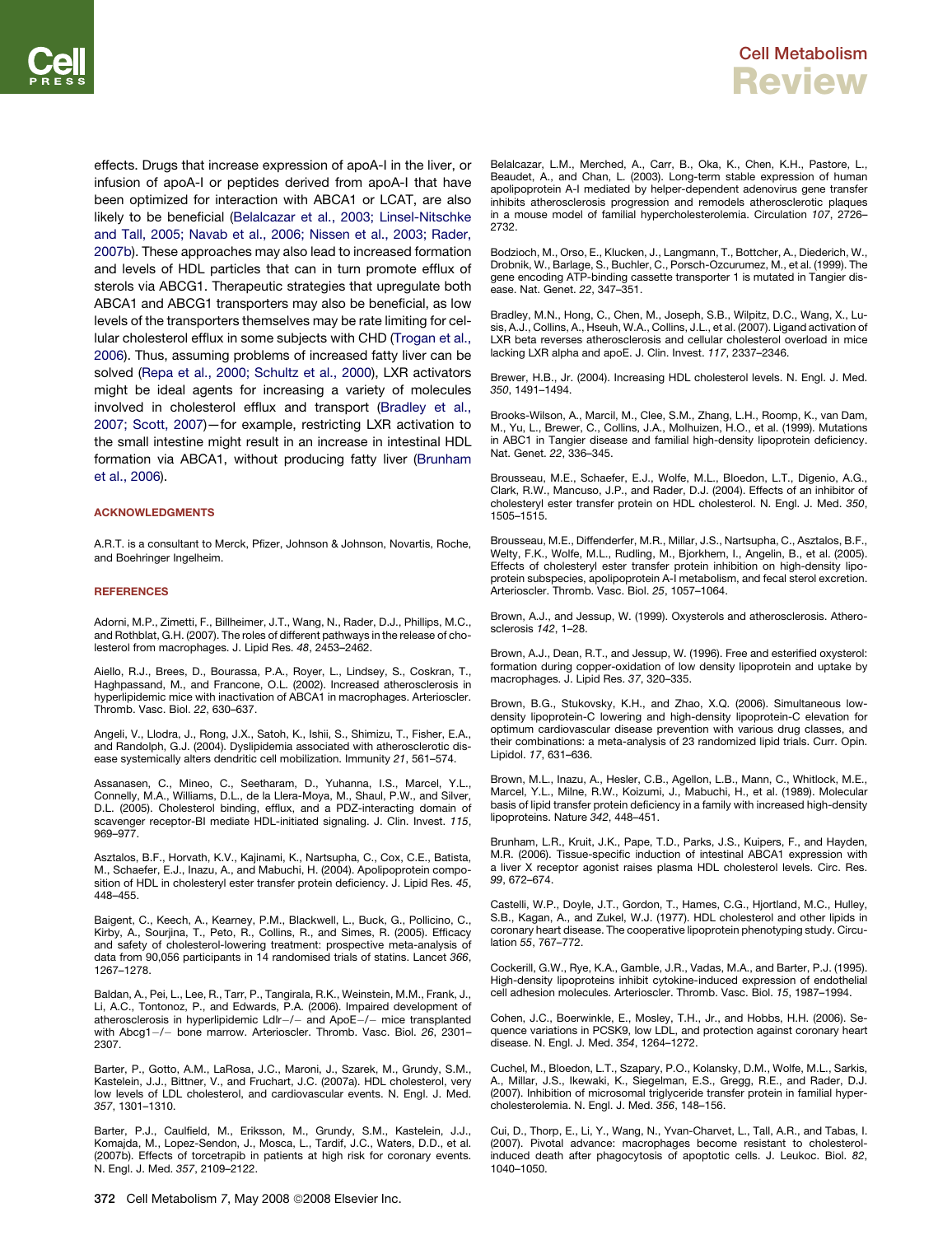effects. Drugs that increase expression of apoA-I in the liver, or infusion of apoA-I or peptides derived from apoA-I that have been optimized for interaction with ABCA1 or LCAT, are also likely to be beneficial (Belalcazar et al., 2003; Linsel-Nitschke and Tall, 2005; Navab et al., 2006; Nissen et al., 2003; Rader, 2007b). These approaches may also lead to increased formation and levels of HDL particles that can in turn promote efflux of sterols via ABCG1. Therapeutic strategies that upregulate both ABCA1 and ABCG1 transporters may also be beneficial, as low levels of the transporters themselves may be rate limiting for cellular cholesterol efflux in some subjects with CHD (Trogan et al., 2006). Thus, assuming problems of increased fatty liver can be solved (Repa et al., 2000; Schultz et al., 2000), LXR activators might be ideal agents for increasing a variety of molecules involved in cholesterol efflux and transport (Bradley et al., 2007; Scott, 2007)—for example, restricting LXR activation to the small intestine might result in an increase in intestinal HDL formation via ABCA1, without producing fatty liver (Brunham et al., 2006).

## ACKNOWLEDGMENTS

A.R.T. is a consultant to Merck, Pfizer, Johnson & Johnson, Novartis, Roche, and Boehringer Ingelheim.

## REFERENCES

Adorni, M.P., Zimetti, F., Billheimer, J.T., Wang, N., Rader, D.J., Phillips, M.C., and Rothblat, G.H. (2007). The roles of different pathways in the release of cholesterol from macrophages. J. Lipid Res. *48*, 2453–2462.

Aiello, R.J., Brees, D., Bourassa, P.A., Royer, L., Lindsey, S., Coskran, T., Haghpassand, M., and Francone, O.L. (2002). Increased atherosclerosis in hyperlipidemic mice with inactivation of ABCA1 in macrophages. Arterioscler. Thromb. Vasc. Biol. *22*, 630–637.

Angeli, V., Llodra, J., Rong, J.X., Satoh, K., Ishii, S., Shimizu, T., Fisher, E.A., and Randolph, G.J. (2004). Dyslipidemia associated with atherosclerotic disease systemically alters dendritic cell mobilization. Immunity *21*, 561–574.

Assanasen, C., Mineo, C., Seetharam, D., Yuhanna, I.S., Marcel, Y.L., Connelly, M.A., Williams, D.L., de la Llera-Moya, M., Shaul, P.W., and Silver, D.L. (2005). Cholesterol binding, efflux, and a PDZ-interacting domain of scavenger receptor-BI mediate HDL-initiated signaling. J. Clin. Invest. *115*, 969–977.

Asztalos, B.F., Horvath, K.V., Kajinami, K., Nartsupha, C., Cox, C.E., Batista, M., Schaefer, E.J., Inazu, A., and Mabuchi, H. (2004). Apolipoprotein composition of HDL in cholesteryl ester transfer protein deficiency. J. Lipid Res. *45*, 448–455.

Baigent, C., Keech, A., Kearney, P.M., Blackwell, L., Buck, G., Pollicino, C., Kirby, A., Sourjina, T., Peto, R., Collins, R., and Simes, R. (2005). Efficacy and safety of cholesterol-lowering treatment: prospective meta-analysis of data from 90,056 participants in 14 randomised trials of statins. Lancet *366*, 1267–1278.

Baldan, A., Pei, L., Lee, R., Tarr, P., Tangirala, R.K., Weinstein, M.M., Frank, J., Li, A.C., Tontonoz, P., and Edwards, P.A. (2006). Impaired development of atherosclerosis in hyperlipidemic Ldlr−/− and ApoE−/− mice transplanted with Abcg1−/− bone marrow. Arterioscler. Thromb. Vasc. Biol. *26*, 2301–2307.

Barter, P., Gotto, A.M., LaRosa, J.C., Maroni, J., Szarek, M., Grundy, S.M., Kastelein, J.J., Bittner, V., and Fruchart, J.C. (2007a). HDL cholesterol, very low levels of LDL cholesterol, and cardiovascular events. N. Engl. J. Med. *357*, 1301–1310.

Barter, P.J., Caulfield, M., Eriksson, M., Grundy, S.M., Kastelein, J.J., Komajda, M., Lopez-Sendon, J., Mosca, L., Tardif, J.C., Waters, D.D., et al. (2007b). Effects of torcetrapib in patients at high risk for coronary events. N. Engl. J. Med. *357*, 2109–2122.

Belalcazar, L.M., Merched, A., Carr, B., Oka, K., Chen, K.H., Pastore, L., Beaudet, A., and Chan, L. (2003). Long-term stable expression of human apolipoprotein A-I mediated by helper-dependent adenovirus gene transfer inhibits atherosclerosis progression and remodels atherosclerotic plaques in a mouse model of familial hypercholesterolemia. Circulation *107*, 2726–2732.

Bodzioch, M., Orso, E., Klucken, J., Langmann, T., Bottcher, A., Diederich, W., Drobnik, W., Barlage, S., Buchler, C., Porsch-Ozcurumez, M., et al. (1999). The gene encoding ATP-binding cassette transporter 1 is mutated in Tangier disease. Nat. Genet. *22*, 347–351.

Bradley, M.N., Hong, C., Chen, M., Joseph, S.B., Wilpitz, D.C., Wang, X., Lusis, A.J., Collins, A., Hseuh, W.A., Collins, J.L., et al. (2007). Ligand activation of LXR beta reverses atherosclerosis and cellular cholesterol overload in mice lacking LXR alpha and apoE. J. Clin. Invest. *117*, 2337–2346.

Brewer, H.B., Jr. (2004). Increasing HDL cholesterol levels. N. Engl. J. Med. *350*, 1491–1494.

Brooks-Wilson, A., Marcil, M., Clee, S.M., Zhang, L.H., Roomp, K., van Dam, M., Yu, L., Brewer, C., Collins, J.A., Molhuizen, H.O., et al. (1999). Mutations in ABC1 in Tangier disease and familial high-density lipoprotein deficiency. Nat. Genet. *22*, 336–345.

Brousseau, M.E., Schaefer, E.J., Wolfe, M.L., Bloedon, L.T., Digenio, A.G., Clark, R.W., Mancuso, J.P., and Rader, D.J. (2004). Effects of an inhibitor of cholesteryl ester transfer protein on HDL cholesterol. N. Engl. J. Med. *350*, 1505–1515.

Brousseau, M.E., Diffenderfer, M.R., Millar, J.S., Nartsupha, C., Asztalos, B.F., Welty, F.K., Wolfe, M.L., Rudling, M., Bjorkhem, I., Angelin, B., et al. (2005). Effects of cholesteryl ester transfer protein inhibition on high-density lipoprotein subspecies, apolipoprotein A-I metabolism, and fecal sterol excretion. Arterioscler. Thromb. Vasc. Biol. *25*, 1057–1064.

Brown, A.J., and Jessup, W. (1999). Oxysterols and atherosclerosis. Atherosclerosis *142*, 1–28.

Brown, A.J., Dean, R.T., and Jessup, W. (1996). Free and esterified oxysterol: formation during copper-oxidation of low density lipoprotein and uptake by macrophages. J. Lipid Res. *37*, 320–335.

Brown, B.G., Stukovsky, K.H., and Zhao, X.Q. (2006). Simultaneous low-density lipoprotein-C lowering and high-density lipoprotein-C elevation for optimum cardiovascular disease prevention with various drug classes, and their combinations: a meta-analysis of 23 randomized lipid trials. Curr. Opin. Lipidol. *17*, 631–636.

Brown, M.L., Inazu, A., Hesler, C.B., Agellon, L.B., Mann, C., Whitlock, M.E., Marcel, Y.L., Milne, R.W., Koizumi, J., Mabuchi, H., et al. (1989). Molecular basis of lipid transfer protein deficiency in a family with increased high-density lipoproteins. Nature *342*, 448–451.

Brunham, L.R., Kruit, J.K., Pape, T.D., Parks, J.S., Kuipers, F., and Hayden, M.R. (2006). Tissue-specific induction of intestinal ABCA1 expression with a liver X receptor agonist raises plasma HDL cholesterol levels. Circ. Res. *99*, 672–674.

Castelli, W.P., Doyle, J.T., Gordon, T., Hames, C.G., Hjortland, M.C., Hulley, S.B., Kagan, A., and Zukel, W.J. (1977). HDL cholesterol and other lipids in coronary heart disease. The cooperative lipoprotein phenotyping study. Circulation *55*, 767–772.

Cockerill, G.W., Rye, K.A., Gamble, J.R., Vadas, M.A., and Barter, P.J. (1995). High-density lipoproteins inhibit cytokine-induced expression of endothelial cell adhesion molecules. Arterioscler. Thromb. Vasc. Biol. *15*, 1987–1994.

Cohen, J.C., Boerwinkle, E., Mosley, T.H., Jr., and Hobbs, H.H. (2006). Sequence variations in PCSK9, low LDL, and protection against coronary heart disease. N. Engl. J. Med. *354*, 1264–1272.

Cuchel, M., Bloedon, L.T., Szapary, P.O., Kolansky, D.M., Wolfe, M.L., Sarkis, A., Millar, J.S., Ikewaki, K., Siegelman, E.S., Gregg, R.E., and Rader, D.J. (2007). Inhibition of microsomal triglyceride transfer protein in familial hypercholesterolemia. N. Engl. J. Med. *356*, 148–156.

Cui, D., Thorp, E., Li, Y., Wang, N., Yvan-Charvet, L., Tall, A.R., and Tabas, I. (2007). Pivotal advance: macrophages become resistant to cholesterol-induced death after phagocytosis of apoptotic cells. J. Leukoc. Biol. *82*, 1040–1050.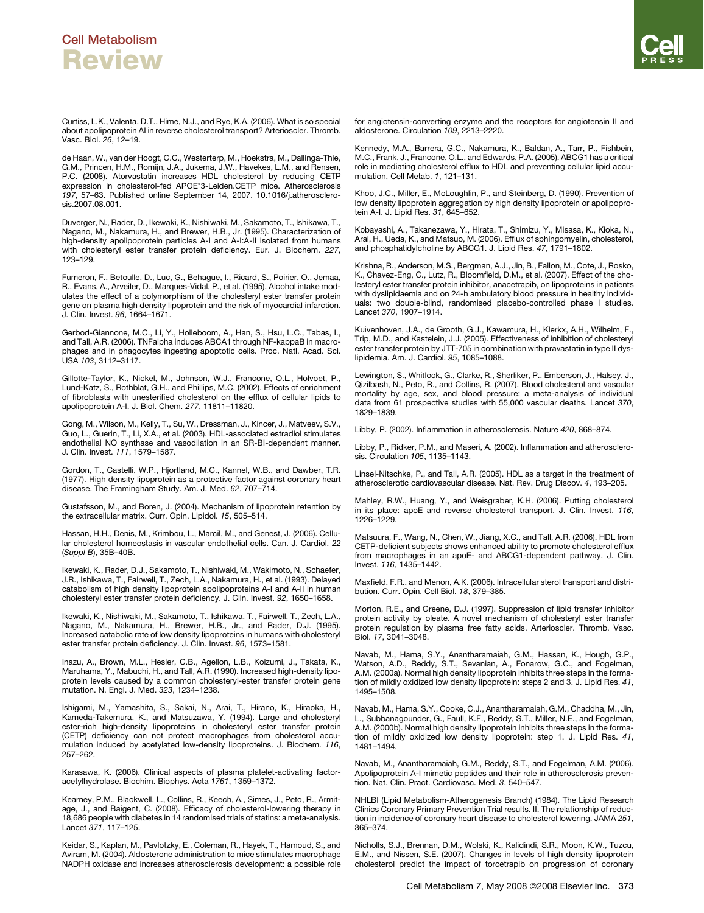Curtiss, L.K., Valenta, D.T., Hime, N.J., and Rye, K.A. (2006). What is so special about apolipoprotein AI in reverse cholesterol transport? Arterioscler. Thromb. Vasc. Biol. *26*, 12–19.

de Haan, W., van der Hoogt, C.C., Westerterp, M., Hoekstra, M., Dallinga-Thie, G.M., Princen, H.M., Romijn, J.A., Jukema, J.W., Havekes, L.M., and Rensen, P.C. (2008). Atorvastatin increases HDL cholesterol by reducing CETP expression in cholesterol-fed APOE*3-Leiden.CETP mice. Atherosclerosis *197*, 57–63. Published online September 14, 2007. 10.1016/j.atherosclerosis.2007.08.001.

Duverger, N., Rader, D., Ikewaki, K., Nishiwaki, M., Sakamoto, T., Ishikawa, T., Nagano, M., Nakamura, H., and Brewer, H.B., Jr. (1995). Characterization of high-density apolipoprotein particles A-I and A-I:A-II isolated from humans with cholesteryl ester transfer protein deficiency. Eur. J. Biochem. *227*, 123–129.

Fumeron, F., Betoulle, D., Luc, G., Behague, I., Ricard, S., Poirier, O., Jemaa, R., Evans, A., Arveiler, D., Marques-Vidal, P., et al. (1995). Alcohol intake modulates the effect of a polymorphism of the cholesteryl ester transfer protein gene on plasma high density lipoprotein and the risk of myocardial infarction. J. Clin. Invest. *96*, 1664–1671.

Gerbod-Giannone, M.C., Li, Y., Holleboom, A., Han, S., Hsu, L.C., Tabas, I., and Tall, A.R. (2006). TNFalpha induces ABCA1 through NF-kappaB in macrophages and in phagocytes ingesting apoptotic cells. Proc. Natl. Acad. Sci. USA *103*, 3112–3117.

Gillotte-Taylor, K., Nickel, M., Johnson, W.J., Francone, O.L., Holvoet, P., Lund-Katz, S., Rothblat, G.H., and Phillips, M.C. (2002). Effects of enrichment of fibroblasts with unesterified cholesterol on the efflux of cellular lipids to apolipoprotein A-I. J. Biol. Chem. *277*, 11811–11820.

Gong, M., Wilson, M., Kelly, T., Su, W., Dressman, J., Kincer, J., Matveev, S.V., Guo, L., Guerin, T., Li, X.A., et al. (2003). HDL-associated estradiol stimulates endothelial NO synthase and vasodilation in an SR-BI-dependent manner. J. Clin. Invest. *111*, 1579–1587.

Gordon, T., Castelli, W.P., Hjortland, M.C., Kannel, W.B., and Dawber, T.R. (1977). High density lipoprotein as a protective factor against coronary heart disease. The Framingham Study. Am. J. Med. *62*, 707–714.

Gustafsson, M., and Boren, J. (2004). Mechanism of lipoprotein retention by the extracellular matrix. Curr. Opin. Lipidol. *15*, 505–514.

Hassan, H.H., Denis, M., Krimbou, L., Marcil, M., and Genest, J. (2006). Cellular cholesterol homeostasis in vascular endothelial cells. Can. J. Cardiol. *22* (*Suppl B*), 35B–40B.

Ikewaki, K., Rader, D.J., Sakamoto, T., Nishiwaki, M., Wakimoto, N., Schaefer, J.R., Ishikawa, T., Fairwell, T., Zech, L.A., Nakamura, H., et al. (1993). Delayed catabolism of high density lipoprotein apolipoproteins A-I and A-II in human cholesteryl ester transfer protein deficiency. J. Clin. Invest. *92*, 1650–1658.

Ikewaki, K., Nishiwaki, M., Sakamoto, T., Ishikawa, T., Fairwell, T., Zech, L.A., Nagano, M., Nakamura, H., Brewer, H.B., Jr., and Rader, D.J. (1995). Increased catabolic rate of low density lipoproteins in humans with cholesteryl ester transfer protein deficiency. J. Clin. Invest. *96*, 1573–1581.

Inazu, A., Brown, M.L., Hesler, C.B., Agellon, L.B., Koizumi, J., Takata, K., Maruhama, Y., Mabuchi, H., and Tall, A.R. (1990). Increased high-density lipoprotein levels caused by a common cholesteryl-ester transfer protein gene mutation. N. Engl. J. Med. *323*, 1234–1238.

Ishigami, M., Yamashita, S., Sakai, N., Arai, T., Hirano, K., Hiraoka, H., Kameda-Takemura, K., and Matsuzawa, Y. (1994). Large and cholesteryl ester-rich high-density lipoproteins in cholesteryl ester transfer protein (CETP) deficiency can not protect macrophages from cholesterol accumulation induced by acetylated low-density lipoproteins. J. Biochem. *116*, 257–262.

Karasawa, K. (2006). Clinical aspects of plasma platelet-activating factor-acetylhydrolase. Biochim. Biophys. Acta *1761*, 1359–1372.

Kearney, P.M., Blackwell, L., Collins, R., Keech, A., Simes, J., Peto, R., Armitage, J., and Baigent, C. (2008). Efficacy of cholesterol-lowering therapy in 18,686 people with diabetes in 14 randomised trials of statins: a meta-analysis. Lancet *371*, 117–125.

Keidar, S., Kaplan, M., Pavlotzky, E., Coleman, R., Hayek, T., Hamoud, S., and Aviram, M. (2004). Aldosterone administration to mice stimulates macrophage NADPH oxidase and increases atherosclerosis development: a possible role for angiotensin-converting enzyme and the receptors for angiotensin II and aldosterone. Circulation *109*, 2213–2220.

Kennedy, M.A., Barrera, G.C., Nakamura, K., Baldan, A., Tarr, P., Fishbein, M.C., Frank, J., Francone, O.L., and Edwards, P.A. (2005). ABCG1 has a critical role in mediating cholesterol efflux to HDL and preventing cellular lipid accumulation. Cell Metab. *1*, 121–131.

Khoo, J.C., Miller, E., McLoughlin, P., and Steinberg, D. (1990). Prevention of low density lipoprotein aggregation by high density lipoprotein or apolipoprotein A-I. J. Lipid Res. *31*, 645–652.

Kobayashi, A., Takanezawa, Y., Hirata, T., Shimizu, Y., Misasa, K., Kioka, N., Arai, H., Ueda, K., and Matsuo, M. (2006). Efflux of sphingomyelin, cholesterol, and phosphatidylcholine by ABCG1. J. Lipid Res. *47*, 1791–1802.

Krishna, R., Anderson, M.S., Bergman, A.J., Jin, B., Fallon, M., Cote, J., Rosko, K., Chavez-Eng, C., Lutz, R., Bloomfield, D.M., et al. (2007). Effect of the cholesteryl ester transfer protein inhibitor, anacetrapib, on lipoproteins in patients with dyslipidaemia and on 24-h ambulatory blood pressure in healthy individuals: two double-blind, randomised placebo-controlled phase I studies. Lancet *370*, 1907–1914.

Kuivenhoven, J.A., de Grooth, G.J., Kawamura, H., Klerkx, A.H., Wilhelm, F., Trip, M.D., and Kastelein, J.J. (2005). Effectiveness of inhibition of cholesteryl ester transfer protein by JTT-705 in combination with pravastatin in type II dyslipidemia. Am. J. Cardiol. *95*, 1085–1088.

Lewington, S., Whitlock, G., Clarke, R., Sherliker, P., Emberson, J., Halsey, J., Qizilbash, N., Peto, R., and Collins, R. (2007). Blood cholesterol and vascular mortality by age, sex, and blood pressure: a meta-analysis of individual data from 61 prospective studies with 55,000 vascular deaths. Lancet *370*, 1829–1839.

Libby, P. (2002). Inflammation in atherosclerosis. Nature *420*, 868–874.

Libby, P., Ridker, P.M., and Maseri, A. (2002). Inflammation and atherosclerosis. Circulation *105*, 1135–1143.

Linsel-Nitschke, P., and Tall, A.R. (2005). HDL as a target in the treatment of atherosclerotic cardiovascular disease. Nat. Rev. Drug Discov. *4*, 193–205.

Mahley, R.W., Huang, Y., and Weisgraber, K.H. (2006). Putting cholesterol in its place: apoE and reverse cholesterol transport. J. Clin. Invest. *116*, 1226–1229.

Matsuura, F., Wang, N., Chen, W., Jiang, X.C., and Tall, A.R. (2006). HDL from CETP-deficient subjects shows enhanced ability to promote cholesterol efflux from macrophages in an apoE- and ABCG1-dependent pathway. J. Clin. Invest. *116*, 1435–1442.

Maxfield, F.R., and Menon, A.K. (2006). Intracellular sterol transport and distribution. Curr. Opin. Cell Biol. *18*, 379–385.

Morton, R.E., and Greene, D.J. (1997). Suppression of lipid transfer inhibitor protein activity by oleate. A novel mechanism of cholesteryl ester transfer protein regulation by plasma free fatty acids. Arterioscler. Thromb. Vasc. Biol. *17*, 3041–3048.

Navab, M., Hama, S.Y., Anantharamaiah, G.M., Hassan, K., Hough, G.P., Watson, A.D., Reddy, S.T., Sevanian, A., Fonarow, G.C., and Fogelman, A.M. (2000a). Normal high density lipoprotein inhibits three steps in the formation of mildly oxidized low density lipoprotein: steps 2 and 3. J. Lipid Res. *41*, 1495–1508.

Navab, M., Hama, S.Y., Cooke, C.J., Anantharamaiah, G.M., Chaddha, M., Jin, L., Subbanagounder, G., Faull, K.F., Reddy, S.T., Miller, N.E., and Fogelman, A.M. (2000b). Normal high density lipoprotein inhibits three steps in the formation of mildly oxidized low density lipoprotein: step 1. J. Lipid Res. *41*, 1481–1494.

Navab, M., Anantharamaiah, G.M., Reddy, S.T., and Fogelman, A.M. (2006). Apolipoprotein A-I mimetic peptides and their role in atherosclerosis prevention. Nat. Clin. Pract. Cardiovasc. Med. *3*, 540–547.

NHLBI (Lipid Metabolism-Atherogenesis Branch) (1984). The Lipid Research Clinics Coronary Primary Prevention Trial results. II. The relationship of reduction in incidence of coronary heart disease to cholesterol lowering. JAMA *251*, 365–374.

Nicholls, S.J., Brennan, D.M., Wolski, K., Kalidindi, S.R., Moon, K.W., Tuzcu, E.M., and Nissen, S.E. (2007). Changes in levels of high density lipoprotein cholesterol predict the impact of torcetrapib on progression of coronary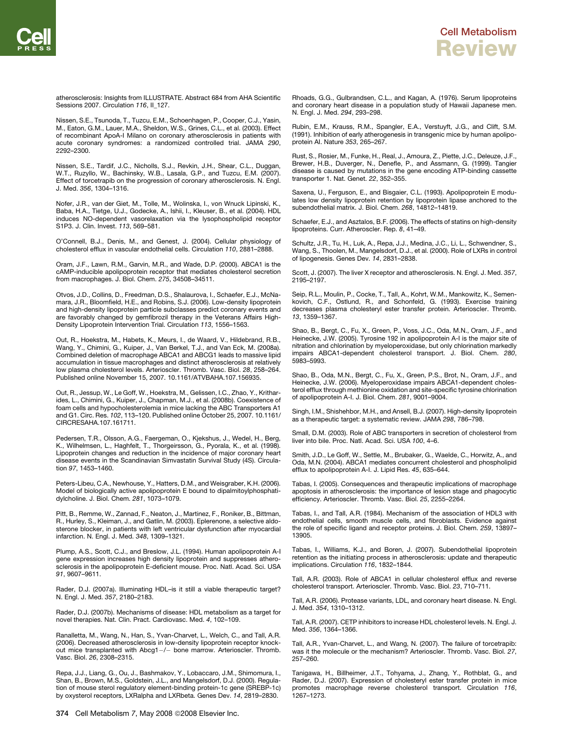atherosclerosis: Insights from ILLUSTRATE. Abstract 684 from AHA Scientific Sessions 2007. Circulation *116*, II_127.

Nissen, S.E., Tsunoda, T., Tuzcu, E.M., Schoenhagen, P., Cooper, C.J., Yasin, M., Eaton, G.M., Lauer, M.A., Sheldon, W.S., Grines, C.L., et al. (2003). Effect of recombinant ApoA-I Milano on coronary atherosclerosis in patients with acute coronary syndromes: a randomized controlled trial. JAMA *290*, 2292–2300.

Nissen, S.E., Tardif, J.C., Nicholls, S.J., Revkin, J.H., Shear, C.L., Duggan, W.T., Ruzyllo, W., Bachinsky, W.B., Lasala, G.P., and Tuzcu, E.M. (2007). Effect of torcetrapib on the progression of coronary atherosclerosis. N. Engl. J. Med. *356*, 1304–1316.

Nofer, J.R., van der Giet, M., Tolle, M., Wolinska, I., von Wnuck Lipinski, K., Baba, H.A., Tietge, U.J., Godecke, A., Ishii, I., Kleuser, B., et al. (2004). HDL induces NO-dependent vasorelaxation via the lysophospholipid receptor S1P3. J. Clin. Invest. *113*, 569–581.

O'Connell, B.J., Denis, M., and Genest, J. (2004). Cellular physiology of cholesterol efflux in vascular endothelial cells. Circulation *110*, 2881–2888.

Oram, J.F., Lawn, R.M., Garvin, M.R., and Wade, D.P. (2000). ABCA1 is the cAMP-inducible apolipoprotein receptor that mediates cholesterol secretion from macrophages. J. Biol. Chem. *275*, 34508–34511.

Otvos, J.D., Collins, D., Freedman, D.S., Shalaurova, I., Schaefer, E.J., McNamara, J.R., Bloomfield, H.E., and Robins, S.J. (2006). Low-density lipoprotein and high-density lipoprotein particle subclasses predict coronary events and are favorably changed by gemfibrozil therapy in the Veterans Affairs High-Density Lipoprotein Intervention Trial. Circulation *113*, 1556–1563.

Out, R., Hoekstra, M., Habets, K., Meurs, I., de Waard, V., Hildebrand, R.B., Wang, Y., Chimini, G., Kuiper, J., Van Berkel, T.J., and Van Eck, M. (2008a). Combined deletion of macrophage ABCA1 and ABCG1 leads to massive lipid accumulation in tissue macrophages and distinct atherosclerosis at relatively low plasma cholesterol levels. Arterioscler. Thromb. Vasc. Biol. *28*, 258–264. Published online November 15, 2007. 10.1161/ATVBAHA.107.156935.

Out, R., Jessup, W., Le Goff, W., Hoekstra, M., Gelissen, I.C., Zhao, Y., Kritharides, L., Chimini, G., Kuiper, J., Chapman, M.J., et al. (2008b). Coexistence of foam cells and hypocholesterolemia in mice lacking the ABC Transporters A1 and G1. Circ. Res. *102*, 113–120. Published online October 25, 2007. 10.1161/CIRCRESAHA.107.161711.

Pedersen, T.R., Olsson, A.G., Faergeman, O., Kjekshus, J., Wedel, H., Berg, K., Wilhelmsen, L., Haghfelt, T., Thorgeirsson, G., Pyorala, K., et al. (1998). Lipoprotein changes and reduction in the incidence of major coronary heart disease events in the Scandinavian Simvastatin Survival Study (4S). Circulation *97*, 1453–1460.

Peters-Libeu, C.A., Newhouse, Y., Hatters, D.M., and Weisgraber, K.H. (2006). Model of biologically active apolipoprotein E bound to dipalmitoylphosphatidylcholine. J. Biol. Chem. *281*, 1073–1079.

Pitt, B., Remme, W., Zannad, F., Neaton, J., Martinez, F., Roniker, B., Bittman, R., Hurley, S., Kleiman, J., and Gatlin, M. (2003). Eplerenone, a selective aldosterone blocker, in patients with left ventricular dysfunction after myocardial infarction. N. Engl. J. Med. *348*, 1309–1321.

Plump, A.S., Scott, C.J., and Breslow, J.L. (1994). Human apolipoprotein A-I gene expression increases high density lipoprotein and suppresses atherosclerosis in the apolipoprotein E-deficient mouse. Proc. Natl. Acad. Sci. USA *91*, 9607–9611.

Rader, D.J. (2007a). Illuminating HDL–is it still a viable therapeutic target? N. Engl. J. Med. *357*, 2180–2183.

Rader, D.J. (2007b). Mechanisms of disease: HDL metabolism as a target for novel therapies. Nat. Clin. Pract. Cardiovasc. Med. *4*, 102–109.

Ranalletta, M., Wang, N., Han, S., Yvan-Charvet, L., Welch, C., and Tall, A.R. (2006). Decreased atherosclerosis in low-density lipoprotein receptor knockout mice transplanted with Abcg1−/− bone marrow. Arterioscler. Thromb. Vasc. Biol. *26*, 2308–2315.

Repa, J.J., Liang, G., Ou, J., Bashmakov, Y., Lobaccaro, J.M., Shimomura, I., Shan, B., Brown, M.S., Goldstein, J.L., and Mangelsdorf, D.J. (2000). Regulation of mouse sterol regulatory element-binding protein-1c gene (SREBP-1c) by oxysterol receptors, LXRalpha and LXRbeta. Genes Dev. *14*, 2819–2830.

Rhoads, G.G., Gulbrandsen, C.L., and Kagan, A. (1976). Serum lipoproteins and coronary heart disease in a population study of Hawaii Japanese men. N. Engl. J. Med. *294*, 293–298.

Rubin, E.M., Krauss, R.M., Spangler, E.A., Verstuyft, J.G., and Clift, S.M. (1991). Inhibition of early atherogenesis in transgenic mice by human apolipoprotein AI. Nature *353*, 265–267.

Rust, S., Rosier, M., Funke, H., Real, J., Amoura, Z., Piette, J.C., Deleuze, J.F., Brewer, H.B., Duverger, N., Denefle, P., and Assmann, G. (1999). Tangier disease is caused by mutations in the gene encoding ATP-binding cassette transporter 1. Nat. Genet. *22*, 352–355.

Saxena, U., Ferguson, E., and Bisgaier, C.L. (1993). Apolipoprotein E modulates low density lipoprotein retention by lipoprotein lipase anchored to the subendothelial matrix. J. Biol. Chem. *268*, 14812–14819.

Schaefer, E.J., and Asztalos, B.F. (2006). The effects of statins on high-density lipoproteins. Curr. Atheroscler. Rep. *8*, 41–49.

Schultz, J.R., Tu, H., Luk, A., Repa, J.J., Medina, J.C., Li, L., Schwendner, S., Wang, S., Thoolen, M., Mangelsdorf, D.J., et al. (2000). Role of LXRs in control of lipogenesis. Genes Dev. *14*, 2831–2838.

Scott, J. (2007). The liver X receptor and atherosclerosis. N. Engl. J. Med. *357*, 2195–2197.

Seip, R.L., Moulin, P., Cocke, T., Tall, A., Kohrt, W.M., Mankowitz, K., Semenkovich, C.F., Ostlund, R., and Schonfeld, G. (1993). Exercise training decreases plasma cholesteryl ester transfer protein. Arterioscler. Thromb. *13*, 1359–1367.

Shao, B., Bergt, C., Fu, X., Green, P., Voss, J.C., Oda, M.N., Oram, J.F., and Heinecke, J.W. (2005). Tyrosine 192 in apolipoprotein A-I is the major site of nitration and chlorination by myeloperoxidase, but only chlorination markedly impairs ABCA1-dependent cholesterol transport. J. Biol. Chem. *280*, 5983–5993.

Shao, B., Oda, M.N., Bergt, C., Fu, X., Green, P.S., Brot, N., Oram, J.F., and Heinecke, J.W. (2006). Myeloperoxidase impairs ABCA1-dependent cholesterol efflux through methionine oxidation and site-specific tyrosine chlorination of apolipoprotein A-I. J. Biol. Chem. *281*, 9001–9004.

Singh, I.M., Shishehbor, M.H., and Ansell, B.J. (2007). High-density lipoprotein as a therapeutic target: a systematic review. JAMA *298*, 786–798.

Small, D.M. (2003). Role of ABC transporters in secretion of cholesterol from liver into bile. Proc. Natl. Acad. Sci. USA *100*, 4–6.

Smith, J.D., Le Goff, W., Settle, M., Brubaker, G., Waelde, C., Horwitz, A., and Oda, M.N. (2004). ABCA1 mediates concurrent cholesterol and phospholipid efflux to apolipoprotein A-I. J. Lipid Res. *45*, 635–644.

Tabas, I. (2005). Consequences and therapeutic implications of macrophage apoptosis in atherosclerosis: the importance of lesion stage and phagocytic efficiency. Arterioscler. Thromb. Vasc. Biol. *25*, 2255–2264.

Tabas, I., and Tall, A.R. (1984). Mechanism of the association of HDL3 with endothelial cells, smooth muscle cells, and fibroblasts. Evidence against the role of specific ligand and receptor proteins. J. Biol. Chem. *259*, 13897–13905.

Tabas, I., Williams, K.J., and Boren, J. (2007). Subendothelial lipoprotein retention as the initiating process in atherosclerosis: update and therapeutic implications. Circulation *116*, 1832–1844.

Tall, A.R. (2003). Role of ABCA1 in cellular cholesterol efflux and reverse cholesterol transport. Arterioscler. Thromb. Vasc. Biol. *23*, 710–711.

Tall, A.R. (2006). Protease variants, LDL, and coronary heart disease. N. Engl. J. Med. *354*, 1310–1312.

Tall, A.R. (2007). CETP inhibitors to increase HDL cholesterol levels. N. Engl. J. Med. *356*, 1364–1366.

Tall, A.R., Yvan-Charvet, L., and Wang, N. (2007). The failure of torcetrapib: was it the molecule or the mechanism? Arterioscler. Thromb. Vasc. Biol. *27*, 257–260.

Tanigawa, H., Billheimer, J.T., Tohyama, J., Zhang, Y., Rothblat, G., and Rader, D.J. (2007). Expression of cholesteryl ester transfer protein in mice promotes macrophage reverse cholesterol transport. Circulation *116*, 1267–1273.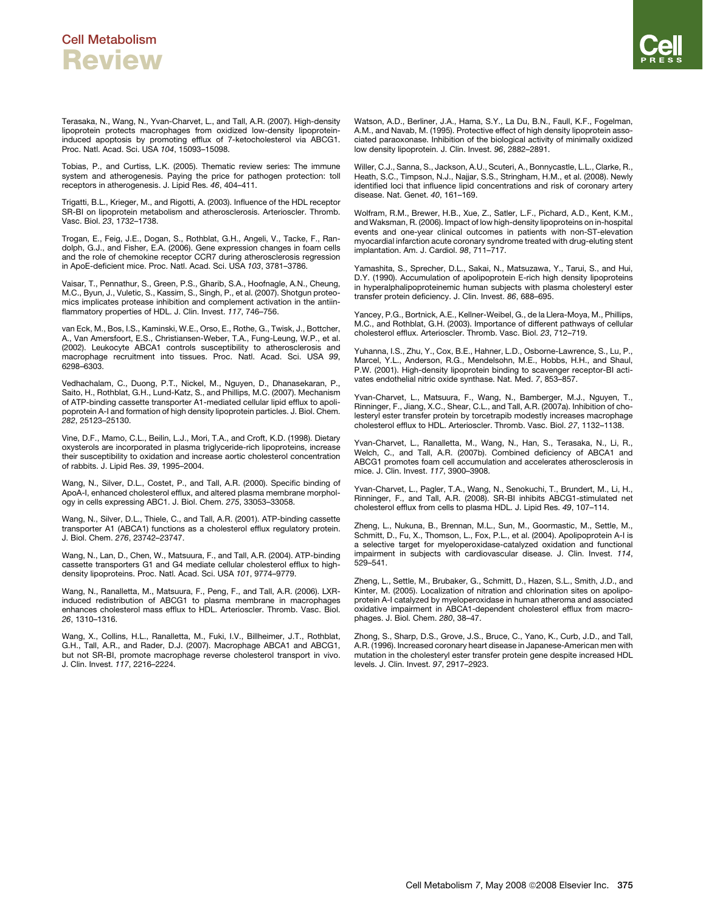Terasaka, N., Wang, N., Yvan-Charvet, L., and Tall, A.R. (2007). High-density lipoprotein protects macrophages from oxidized low-density lipoprotein-induced apoptosis by promoting efflux of 7-ketocholesterol via ABCG1. Proc. Natl. Acad. Sci. USA *104*, 15093–15098.

Tobias, P., and Curtiss, L.K. (2005). Thematic review series: The immune system and atherogenesis. Paying the price for pathogen protection: toll receptors in atherogenesis. J. Lipid Res. *46*, 404–411.

Trigatti, B.L., Krieger, M., and Rigotti, A. (2003). Influence of the HDL receptor SR-BI on lipoprotein metabolism and atherosclerosis. Arterioscler. Thromb. Vasc. Biol. *23*, 1732–1738.

Trogan, E., Feig, J.E., Dogan, S., Rothblat, G.H., Angeli, V., Tacke, F., Randolph, G.J., and Fisher, E.A. (2006). Gene expression changes in foam cells and the role of chemokine receptor CCR7 during atherosclerosis regression in ApoE-deficient mice. Proc. Natl. Acad. Sci. USA *103*, 3781–3786.

Vaisar, T., Pennathur, S., Green, P.S., Gharib, S.A., Hoofnagle, A.N., Cheung, M.C., Byun, J., Vuletic, S., Kassim, S., Singh, P., et al. (2007). Shotgun proteomics implicates protease inhibition and complement activation in the antiinflammatory properties of HDL. J. Clin. Invest. *117*, 746–756.

van Eck, M., Bos, I.S., Kaminski, W.E., Orso, E., Rothe, G., Twisk, J., Bottcher, A., Van Amersfoort, E.S., Christiansen-Weber, T.A., Fung-Leung, W.P., et al. (2002). Leukocyte ABCA1 controls susceptibility to atherosclerosis and macrophage recruitment into tissues. Proc. Natl. Acad. Sci. USA *99*, 6298–6303.

Vedhachalam, C., Duong, P.T., Nickel, M., Nguyen, D., Dhanasekaran, P., Saito, H., Rothblat, G.H., Lund-Katz, S., and Phillips, M.C. (2007). Mechanism of ATP-binding cassette transporter A1-mediated cellular lipid efflux to apolipoprotein A-I and formation of high density lipoprotein particles. J. Biol. Chem. *282*, 25123–25130.

Vine, D.F., Mamo, C.L., Beilin, L.J., Mori, T.A., and Croft, K.D. (1998). Dietary oxysterols are incorporated in plasma triglyceride-rich lipoproteins, increase their susceptibility to oxidation and increase aortic cholesterol concentration of rabbits. J. Lipid Res. *39*, 1995–2004.

Wang, N., Silver, D.L., Costet, P., and Tall, A.R. (2000). Specific binding of ApoA-I, enhanced cholesterol efflux, and altered plasma membrane morphology in cells expressing ABC1. J. Biol. Chem. *275*, 33053–33058.

Wang, N., Silver, D.L., Thiele, C., and Tall, A.R. (2001). ATP-binding cassette transporter A1 (ABCA1) functions as a cholesterol efflux regulatory protein. J. Biol. Chem. *276*, 23742–23747.

Wang, N., Lan, D., Chen, W., Matsuura, F., and Tall, A.R. (2004). ATP-binding cassette transporters G1 and G4 mediate cellular cholesterol efflux to high-density lipoproteins. Proc. Natl. Acad. Sci. USA *101*, 9774–9779.

Wang, N., Ranalletta, M., Matsuura, F., Peng, F., and Tall, A.R. (2006). LXR-induced redistribution of ABCG1 to plasma membrane in macrophages enhances cholesterol mass efflux to HDL. Arterioscler. Thromb. Vasc. Biol. *26*, 1310–1316.

Wang, X., Collins, H.L., Ranalletta, M., Fuki, I.V., Billheimer, J.T., Rothblat, G.H., Tall, A.R., and Rader, D.J. (2007). Macrophage ABCA1 and ABCG1, but not SR-BI, promote macrophage reverse cholesterol transport in vivo. J. Clin. Invest. *117*, 2216–2224.

Watson, A.D., Berliner, J.A., Hama, S.Y., La Du, B.N., Faull, K.F., Fogelman, A.M., and Navab, M. (1995). Protective effect of high density lipoprotein associated paraoxonase. Inhibition of the biological activity of minimally oxidized low density lipoprotein. J. Clin. Invest. *96*, 2882–2891.

Willer, C.J., Sanna, S., Jackson, A.U., Scuteri, A., Bonnycastle, L.L., Clarke, R., Heath, S.C., Timpson, N.J., Najjar, S.S., Stringham, H.M., et al. (2008). Newly identified loci that influence lipid concentrations and risk of coronary artery disease. Nat. Genet. *40*, 161–169.

Wolfram, R.M., Brewer, H.B., Xue, Z., Satler, L.F., Pichard, A.D., Kent, K.M., and Waksman, R. (2006). Impact of low high-density lipoproteins on in-hospital events and one-year clinical outcomes in patients with non-ST-elevation myocardial infarction acute coronary syndrome treated with drug-eluting stent implantation. Am. J. Cardiol. *98*, 711–717.

Yamashita, S., Sprecher, D.L., Sakai, N., Matsuzawa, Y., Tarui, S., and Hui, D.Y. (1990). Accumulation of apolipoprotein E-rich high density lipoproteins in hyperalphalipoproteinemic human subjects with plasma cholesteryl ester transfer protein deficiency. J. Clin. Invest. *86*, 688–695.

Yancey, P.G., Bortnick, A.E., Kellner-Weibel, G., de la Llera-Moya, M., Phillips, M.C., and Rothblat, G.H. (2003). Importance of different pathways of cellular cholesterol efflux. Arterioscler. Thromb. Vasc. Biol. *23*, 712–719.

Yuhanna, I.S., Zhu, Y., Cox, B.E., Hahner, L.D., Osborne-Lawrence, S., Lu, P., Marcel, Y.L., Anderson, R.G., Mendelsohn, M.E., Hobbs, H.H., and Shaul, P.W. (2001). High-density lipoprotein binding to scavenger receptor-BI activates endothelial nitric oxide synthase. Nat. Med. *7*, 853–857.

Yvan-Charvet, L., Matsuura, F., Wang, N., Bamberger, M.J., Nguyen, T., Rinninger, F., Jiang, X.C., Shear, C.L., and Tall, A.R. (2007a). Inhibition of cholesteryl ester transfer protein by torcetrapib modestly increases macrophage cholesterol efflux to HDL. Arterioscler. Thromb. Vasc. Biol. *27*, 1132–1138.

Yvan-Charvet, L., Ranalletta, M., Wang, N., Han, S., Terasaka, N., Li, R., Welch, C., and Tall, A.R. (2007b). Combined deficiency of ABCA1 and ABCG1 promotes foam cell accumulation and accelerates atherosclerosis in mice. J. Clin. Invest. *117*, 3900–3908.

Yvan-Charvet, L., Pagler, T.A., Wang, N., Senokuchi, T., Brundert, M., Li, H., Rinninger, F., and Tall, A.R. (2008). SR-BI inhibits ABCG1-stimulated net cholesterol efflux from cells to plasma HDL. J. Lipid Res. *49*, 107–114.

Zheng, L., Nukuna, B., Brennan, M.L., Sun, M., Goormastic, M., Settle, M., Schmitt, D., Fu, X., Thomson, L., Fox, P.L., et al. (2004). Apolipoprotein A-I is a selective target for myeloperoxidase-catalyzed oxidation and functional impairment in subjects with cardiovascular disease. J. Clin. Invest. *114*, 529–541.

Zheng, L., Settle, M., Brubaker, G., Schmitt, D., Hazen, S.L., Smith, J.D., and Kinter, M. (2005). Localization of nitration and chlorination sites on apolipoprotein A-I catalyzed by myeloperoxidase in human atheroma and associated oxidative impairment in ABCA1-dependent cholesterol efflux from macrophages. J. Biol. Chem. *280*, 38–47.

Zhong, S., Sharp, D.S., Grove, J.S., Bruce, C., Yano, K., Curb, J.D., and Tall, A.R. (1996). Increased coronary heart disease in Japanese-American men with mutation in the cholesteryl ester transfer protein gene despite increased HDL levels. J. Clin. Invest. *97*, 2917–2923.